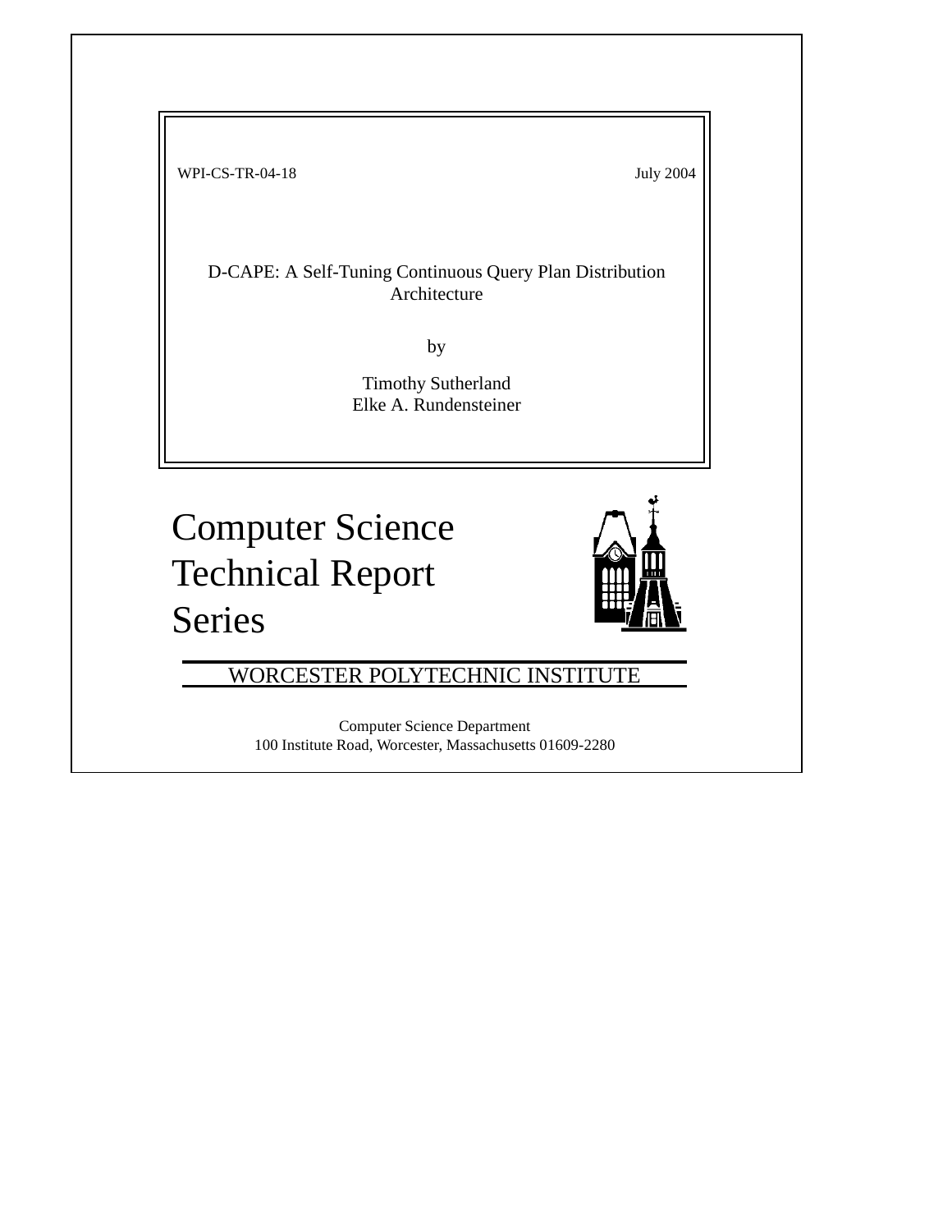WPI-CS-TR-04-18 July 2004

# D-CAPE: A Self-Tuning Continuous Query Plan Distribution Architecture

by

Timothy Sutherland
Elke A. Rundensteiner

## Computer Science Technical Report Series

WORCESTER POLYTECHNIC INSTITUTE

Computer Science Department
100 Institute Road, Worcester, Massachusetts 01609-2280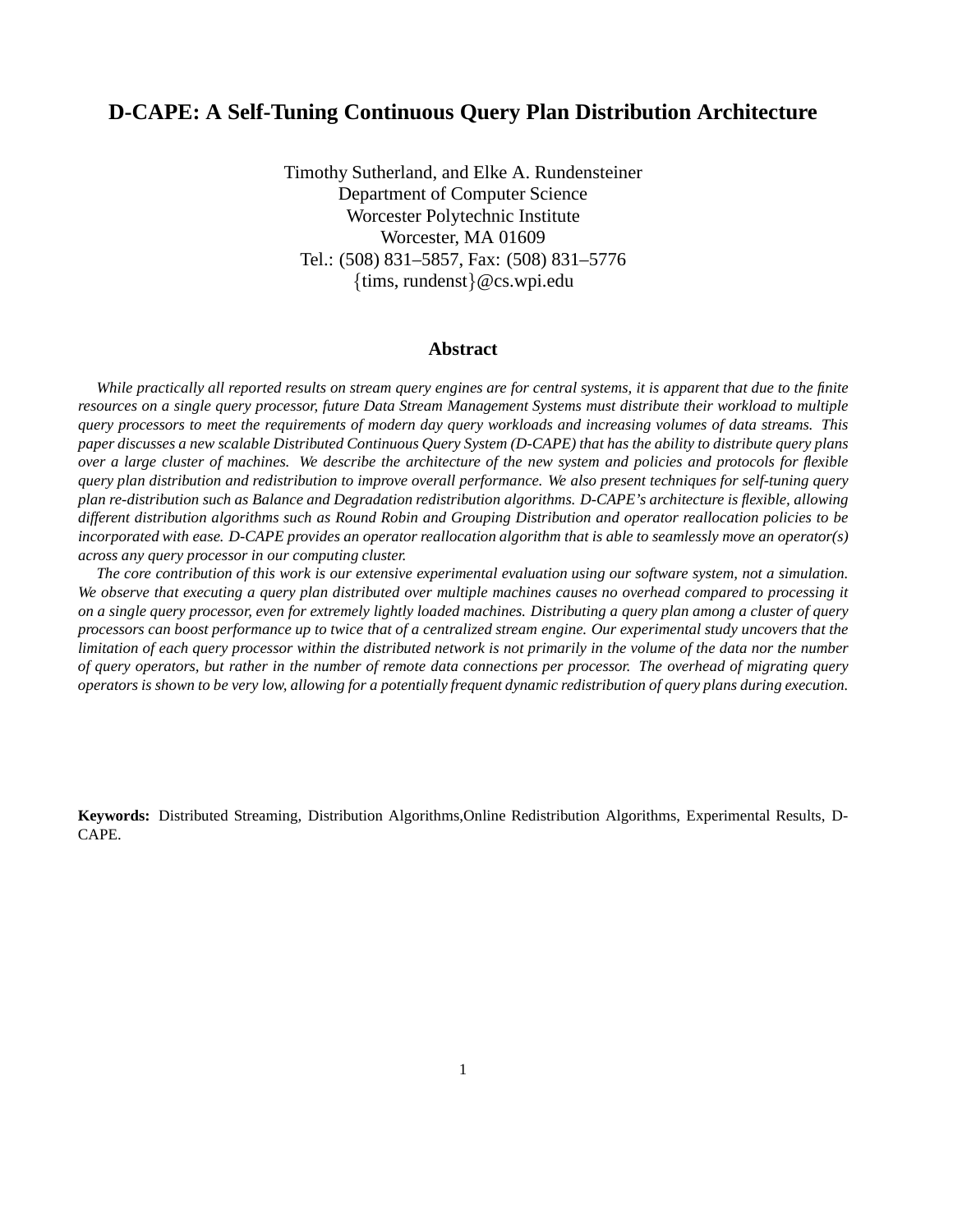# D-CAPE: A Self-Tuning Continuous Query Plan Distribution Architecture

Timothy Sutherland, and Elke A. Rundensteiner
Department of Computer Science
Worcester Polytechnic Institute
Worcester, MA 01609
Tel.: (508) 831–5857, Fax: (508) 831–5776
{tims, rundenst}@cs.wpi.edu

## Abstract

*While practically all reported results on stream query engines are for central systems, it is apparent that due to the finite resources on a single query processor, future Data Stream Management Systems must distribute their workload to multiple query processors to meet the requirements of modern day query workloads and increasing volumes of data streams. This paper discusses a new scalable Distributed Continuous Query System (D-CAPE) that has the ability to distribute query plans over a large cluster of machines. We describe the architecture of the new system and policies and protocols for flexible query plan distribution and redistribution to improve overall performance. We also present techniques for self-tuning query plan re-distribution such as Balance and Degradation redistribution algorithms. D-CAPE's architecture is flexible, allowing different distribution algorithms such as Round Robin and Grouping Distribution and operator reallocation policies to be incorporated with ease. D-CAPE provides an operator reallocation algorithm that is able to seamlessly move an operator(s) across any query processor in our computing cluster.*

*The core contribution of this work is our extensive experimental evaluation using our software system, not a simulation. We observe that executing a query plan distributed over multiple machines causes no overhead compared to processing it on a single query processor, even for extremely lightly loaded machines. Distributing a query plan among a cluster of query processors can boost performance up to twice that of a centralized stream engine. Our experimental study uncovers that the limitation of each query processor within the distributed network is not primarily in the volume of the data nor the number of query operators, but rather in the number of remote data connections per processor. The overhead of migrating query operators is shown to be very low, allowing for a potentially frequent dynamic redistribution of query plans during execution.*

**Keywords:** Distributed Streaming, Distribution Algorithms,Online Redistribution Algorithms, Experimental Results, D-CAPE.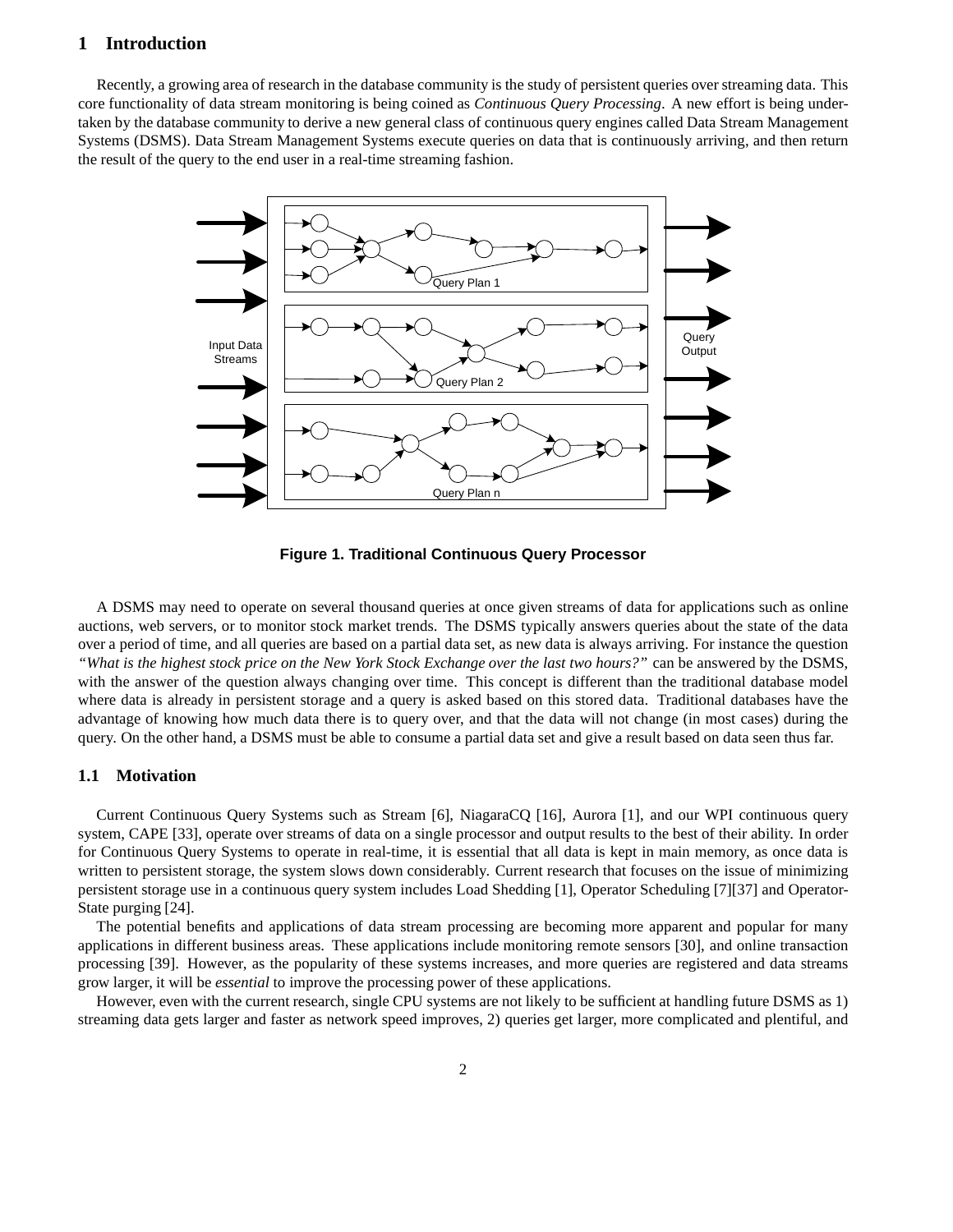# 1 Introduction

Recently, a growing area of research in the database community is the study of persistent queries over streaming data. This core functionality of data stream monitoring is being coined as *Continuous Query Processing*. A new effort is being undertaken by the database community to derive a new general class of continuous query engines called Data Stream Management Systems (DSMS). Data Stream Management Systems execute queries on data that is continuously arriving, and then return the result of the query to the end user in a real-time streaming fashion.

**Figure 1. Traditional Continuous Query Processor**

A DSMS may need to operate on several thousand queries at once given streams of data for applications such as online auctions, web servers, or to monitor stock market trends. The DSMS typically answers queries about the state of the data over a period of time, and all queries are based on a partial data set, as new data is always arriving. For instance the question *"What is the highest stock price on the New York Stock Exchange over the last two hours?"* can be answered by the DSMS, with the answer of the question always changing over time. This concept is different than the traditional database model where data is already in persistent storage and a query is asked based on this stored data. Traditional databases have the advantage of knowing how much data there is to query over, and that the data will not change (in most cases) during the query. On the other hand, a DSMS must be able to consume a partial data set and give a result based on data seen thus far.

## 1.1 Motivation

Current Continuous Query Systems such as Stream [6], NiagaraCQ [16], Aurora [1], and our WPI continuous query system, CAPE [33], operate over streams of data on a single processor and output results to the best of their ability. In order for Continuous Query Systems to operate in real-time, it is essential that all data is kept in main memory, as once data is written to persistent storage, the system slows down considerably. Current research that focuses on the issue of minimizing persistent storage use in a continuous query system includes Load Shedding [1], Operator Scheduling [7][37] and Operator-State purging [24].

The potential benefits and applications of data stream processing are becoming more apparent and popular for many applications in different business areas. These applications include monitoring remote sensors [30], and online transaction processing [39]. However, as the popularity of these systems increases, and more queries are registered and data streams grow larger, it will be *essential* to improve the processing power of these applications.

However, even with the current research, single CPU systems are not likely to be sufficient at handling future DSMS as 1) streaming data gets larger and faster as network speed improves, 2) queries get larger, more complicated and plentiful, and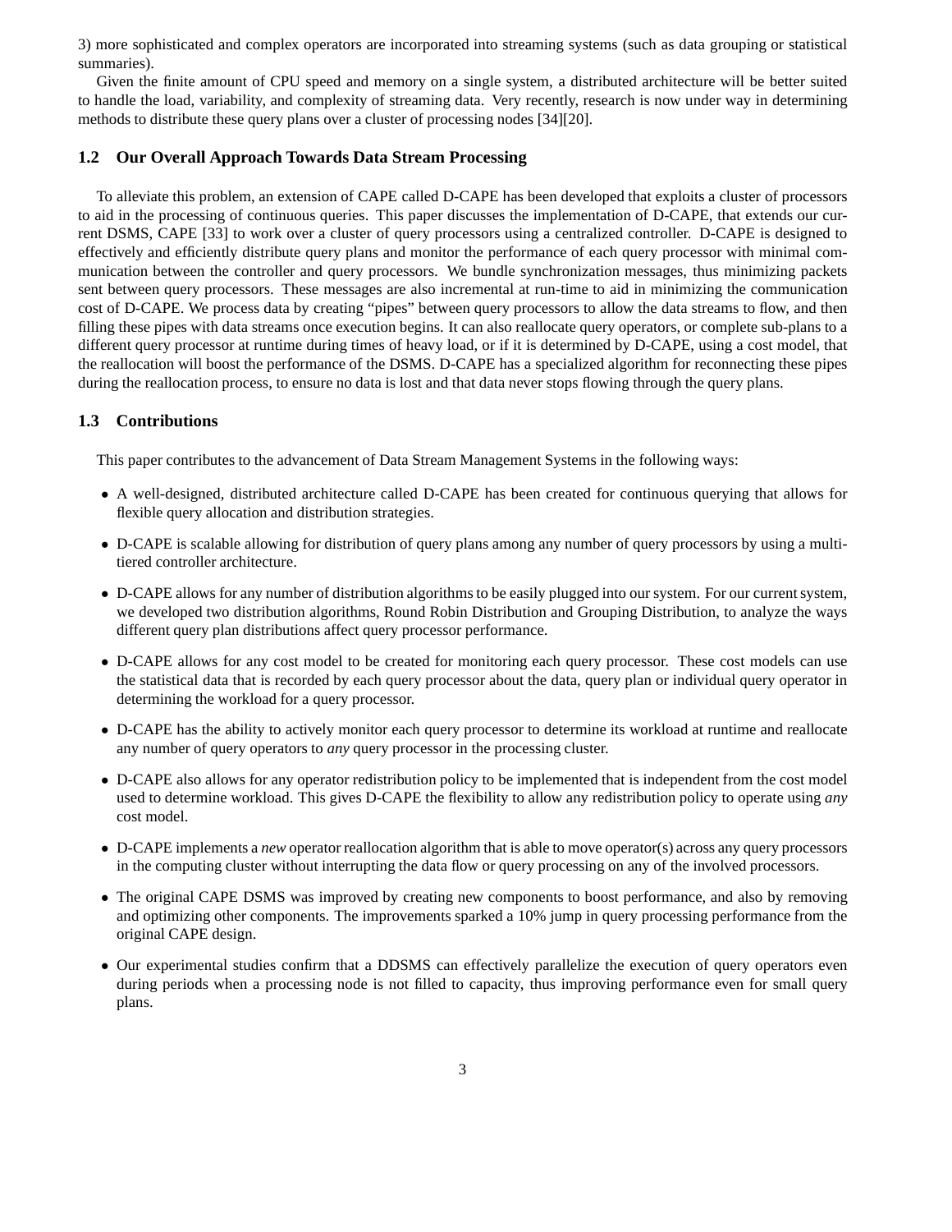3) more sophisticated and complex operators are incorporated into streaming systems (such as data grouping or statistical summaries).

Given the finite amount of CPU speed and memory on a single system, a distributed architecture will be better suited to handle the load, variability, and complexity of streaming data. Very recently, research is now under way in determining methods to distribute these query plans over a cluster of processing nodes [34][20].

### 1.2 Our Overall Approach Towards Data Stream Processing

To alleviate this problem, an extension of CAPE called D-CAPE has been developed that exploits a cluster of processors to aid in the processing of continuous queries. This paper discusses the implementation of D-CAPE, that extends our current DSMS, CAPE [33] to work over a cluster of query processors using a centralized controller. D-CAPE is designed to effectively and efficiently distribute query plans and monitor the performance of each query processor with minimal communication between the controller and query processors. We bundle synchronization messages, thus minimizing packets sent between query processors. These messages are also incremental at run-time to aid in minimizing the communication cost of D-CAPE. We process data by creating "pipes" between query processors to allow the data streams to flow, and then filling these pipes with data streams once execution begins. It can also reallocate query operators, or complete sub-plans to a different query processor at runtime during times of heavy load, or if it is determined by D-CAPE, using a cost model, that the reallocation will boost the performance of the DSMS. D-CAPE has a specialized algorithm for reconnecting these pipes during the reallocation process, to ensure no data is lost and that data never stops flowing through the query plans.

### 1.3 Contributions

This paper contributes to the advancement of Data Stream Management Systems in the following ways:

- A well-designed, distributed architecture called D-CAPE has been created for continuous querying that allows for flexible query allocation and distribution strategies.
- D-CAPE is scalable allowing for distribution of query plans among any number of query processors by using a multi-tiered controller architecture.
- D-CAPE allows for any number of distribution algorithms to be easily plugged into our system. For our current system, we developed two distribution algorithms, Round Robin Distribution and Grouping Distribution, to analyze the ways different query plan distributions affect query processor performance.
- D-CAPE allows for any cost model to be created for monitoring each query processor. These cost models can use the statistical data that is recorded by each query processor about the data, query plan or individual query operator in determining the workload for a query processor.
- D-CAPE has the ability to actively monitor each query processor to determine its workload at runtime and reallocate any number of query operators to *any* query processor in the processing cluster.
- D-CAPE also allows for any operator redistribution policy to be implemented that is independent from the cost model used to determine workload. This gives D-CAPE the flexibility to allow any redistribution policy to operate using *any* cost model.
- D-CAPE implements a *new* operator reallocation algorithm that is able to move operator(s) across any query processors in the computing cluster without interrupting the data flow or query processing on any of the involved processors.
- The original CAPE DSMS was improved by creating new components to boost performance, and also by removing and optimizing other components. The improvements sparked a 10% jump in query processing performance from the original CAPE design.
- Our experimental studies confirm that a DDSMS can effectively parallelize the execution of query operators even during periods when a processing node is not filled to capacity, thus improving performance even for small query plans.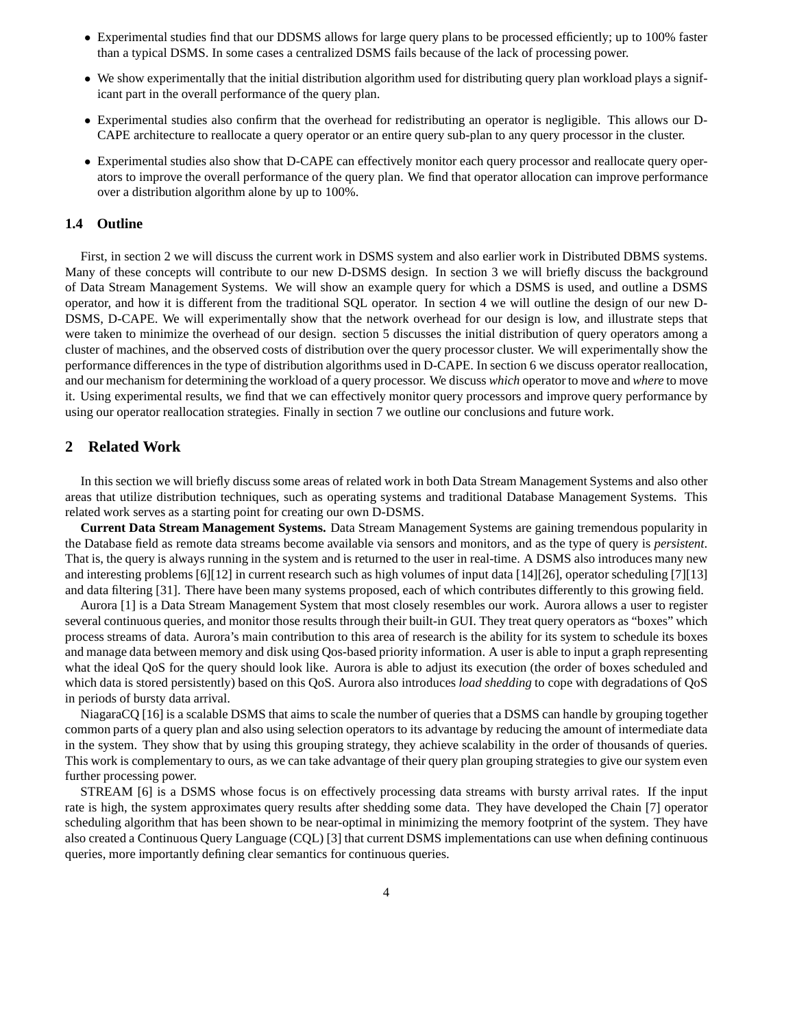- Experimental studies find that our DDSMS allows for large query plans to be processed efficiently; up to 100% faster than a typical DSMS. In some cases a centralized DSMS fails because of the lack of processing power.
- We show experimentally that the initial distribution algorithm used for distributing query plan workload plays a significant part in the overall performance of the query plan.
- Experimental studies also confirm that the overhead for redistributing an operator is negligible. This allows our D-CAPE architecture to reallocate a query operator or an entire query sub-plan to any query processor in the cluster.
- Experimental studies also show that D-CAPE can effectively monitor each query processor and reallocate query operators to improve the overall performance of the query plan. We find that operator allocation can improve performance over a distribution algorithm alone by up to 100%.

### 1.4 Outline

First, in section 2 we will discuss the current work in DSMS system and also earlier work in Distributed DBMS systems. Many of these concepts will contribute to our new D-DSMS design. In section 3 we will briefly discuss the background of Data Stream Management Systems. We will show an example query for which a DSMS is used, and outline a DSMS operator, and how it is different from the traditional SQL operator. In section 4 we will outline the design of our new D-DSMS, D-CAPE. We will experimentally show that the network overhead for our design is low, and illustrate steps that were taken to minimize the overhead of our design. section 5 discusses the initial distribution of query operators among a cluster of machines, and the observed costs of distribution over the query processor cluster. We will experimentally show the performance differences in the type of distribution algorithms used in D-CAPE. In section 6 we discuss operator reallocation, and our mechanism for determining the workload of a query processor. We discuss *which* operator to move and *where* to move it. Using experimental results, we find that we can effectively monitor query processors and improve query performance by using our operator reallocation strategies. Finally in section 7 we outline our conclusions and future work.

## 2 Related Work

In this section we will briefly discuss some areas of related work in both Data Stream Management Systems and also other areas that utilize distribution techniques, such as operating systems and traditional Database Management Systems. This related work serves as a starting point for creating our own D-DSMS.

**Current Data Stream Management Systems.** Data Stream Management Systems are gaining tremendous popularity in the Database field as remote data streams become available via sensors and monitors, and as the type of query is *persistent*. That is, the query is always running in the system and is returned to the user in real-time. A DSMS also introduces many new and interesting problems [6][12] in current research such as high volumes of input data [14][26], operator scheduling [7][13] and data filtering [31]. There have been many systems proposed, each of which contributes differently to this growing field.

Aurora [1] is a Data Stream Management System that most closely resembles our work. Aurora allows a user to register several continuous queries, and monitor those results through their built-in GUI. They treat query operators as "boxes" which process streams of data. Aurora's main contribution to this area of research is the ability for its system to schedule its boxes and manage data between memory and disk using Qos-based priority information. A user is able to input a graph representing what the ideal QoS for the query should look like. Aurora is able to adjust its execution (the order of boxes scheduled and which data is stored persistently) based on this QoS. Aurora also introduces *load shedding* to cope with degradations of QoS in periods of bursty data arrival.

NiagaraCQ [16] is a scalable DSMS that aims to scale the number of queries that a DSMS can handle by grouping together common parts of a query plan and also using selection operators to its advantage by reducing the amount of intermediate data in the system. They show that by using this grouping strategy, they achieve scalability in the order of thousands of queries. This work is complementary to ours, as we can take advantage of their query plan grouping strategies to give our system even further processing power.

STREAM [6] is a DSMS whose focus is on effectively processing data streams with bursty arrival rates. If the input rate is high, the system approximates query results after shedding some data. They have developed the Chain [7] operator scheduling algorithm that has been shown to be near-optimal in minimizing the memory footprint of the system. They have also created a Continuous Query Language (CQL) [3] that current DSMS implementations can use when defining continuous queries, more importantly defining clear semantics for continuous queries.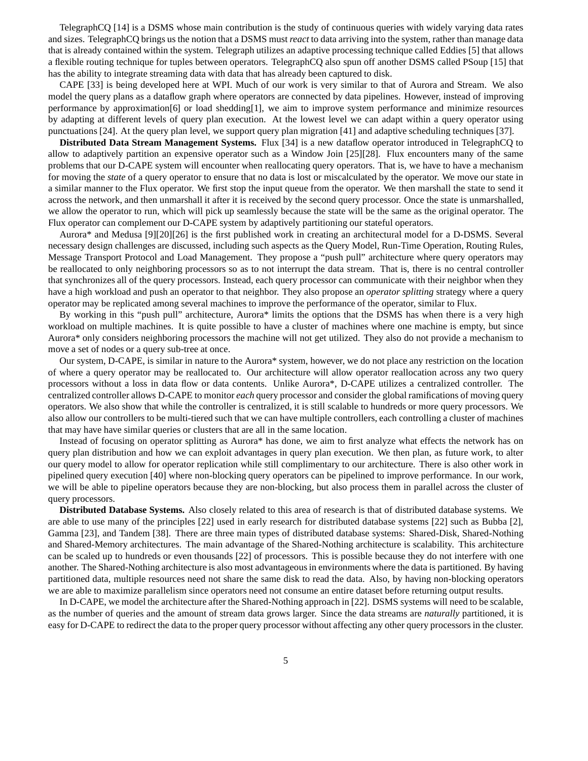TelegraphCQ [14] is a DSMS whose main contribution is the study of continuous queries with widely varying data rates and sizes. TelegraphCQ brings us the notion that a DSMS must *react* to data arriving into the system, rather than manage data that is already contained within the system. Telegraph utilizes an adaptive processing technique called Eddies [5] that allows a flexible routing technique for tuples between operators. TelegraphCQ also spun off another DSMS called PSoup [15] that has the ability to integrate streaming data with data that has already been captured to disk.

CAPE [33] is being developed here at WPI. Much of our work is very similar to that of Aurora and Stream. We also model the query plans as a dataflow graph where operators are connected by data pipelines. However, instead of improving performance by approximation[6] or load shedding[1], we aim to improve system performance and minimize resources by adapting at different levels of query plan execution. At the lowest level we can adapt within a query operator using punctuations [24]. At the query plan level, we support query plan migration [41] and adaptive scheduling techniques [37].

**Distributed Data Stream Management Systems.** Flux [34] is a new dataflow operator introduced in TelegraphCQ to allow to adaptively partition an expensive operator such as a Window Join [25][28]. Flux encounters many of the same problems that our D-CAPE system will encounter when reallocating query operators. That is, we have to have a mechanism for moving the *state* of a query operator to ensure that no data is lost or miscalculated by the operator. We move our state in a similar manner to the Flux operator. We first stop the input queue from the operator. We then marshall the state to send it across the network, and then unmarshall it after it is received by the second query processor. Once the state is unmarshalled, we allow the operator to run, which will pick up seamlessly because the state will be the same as the original operator. The Flux operator can complement our D-CAPE system by adaptively partitioning our stateful operators.

Aurora* and Medusa [9][20][26] is the first published work in creating an architectural model for a D-DSMS. Several necessary design challenges are discussed, including such aspects as the Query Model, Run-Time Operation, Routing Rules, Message Transport Protocol and Load Management. They propose a "push pull" architecture where query operators may be reallocated to only neighboring processors so as to not interrupt the data stream. That is, there is no central controller that synchronizes all of the query processors. Instead, each query processor can communicate with their neighbor when they have a high workload and push an operator to that neighbor. They also propose an *operator splitting* strategy where a query operator may be replicated among several machines to improve the performance of the operator, similar to Flux.

By working in this "push pull" architecture, Aurora* limits the options that the DSMS has when there is a very high workload on multiple machines. It is quite possible to have a cluster of machines where one machine is empty, but since Aurora* only considers neighboring processors the machine will not get utilized. They also do not provide a mechanism to move a set of nodes or a query sub-tree at once.

Our system, D-CAPE, is similar in nature to the Aurora* system, however, we do not place any restriction on the location of where a query operator may be reallocated to. Our architecture will allow operator reallocation across any two query processors without a loss in data flow or data contents. Unlike Aurora*, D-CAPE utilizes a centralized controller. The centralized controller allows D-CAPE to monitor *each* query processor and consider the global ramifications of moving query operators. We also show that while the controller is centralized, it is still scalable to hundreds or more query processors. We also allow our controllers to be multi-tiered such that we can have multiple controllers, each controlling a cluster of machines that may have have similar queries or clusters that are all in the same location.

Instead of focusing on operator splitting as Aurora* has done, we aim to first analyze what effects the network has on query plan distribution and how we can exploit advantages in query plan execution. We then plan, as future work, to alter our query model to allow for operator replication while still complimentary to our architecture. There is also other work in pipelined query execution [40] where non-blocking query operators can be pipelined to improve performance. In our work, we will be able to pipeline operators because they are non-blocking, but also process them in parallel across the cluster of query processors.

**Distributed Database Systems.** Also closely related to this area of research is that of distributed database systems. We are able to use many of the principles [22] used in early research for distributed database systems [22] such as Bubba [2], Gamma [23], and Tandem [38]. There are three main types of distributed database systems: Shared-Disk, Shared-Nothing and Shared-Memory architectures. The main advantage of the Shared-Nothing architecture is scalability. This architecture can be scaled up to hundreds or even thousands [22] of processors. This is possible because they do not interfere with one another. The Shared-Nothing architecture is also most advantageous in environments where the data is partitioned. By having partitioned data, multiple resources need not share the same disk to read the data. Also, by having non-blocking operators we are able to maximize parallelism since operators need not consume an entire dataset before returning output results.

In D-CAPE, we model the architecture after the Shared-Nothing approach in [22]. DSMS systems will need to be scalable, as the number of queries and the amount of stream data grows larger. Since the data streams are *naturally* partitioned, it is easy for D-CAPE to redirect the data to the proper query processor without affecting any other query processors in the cluster.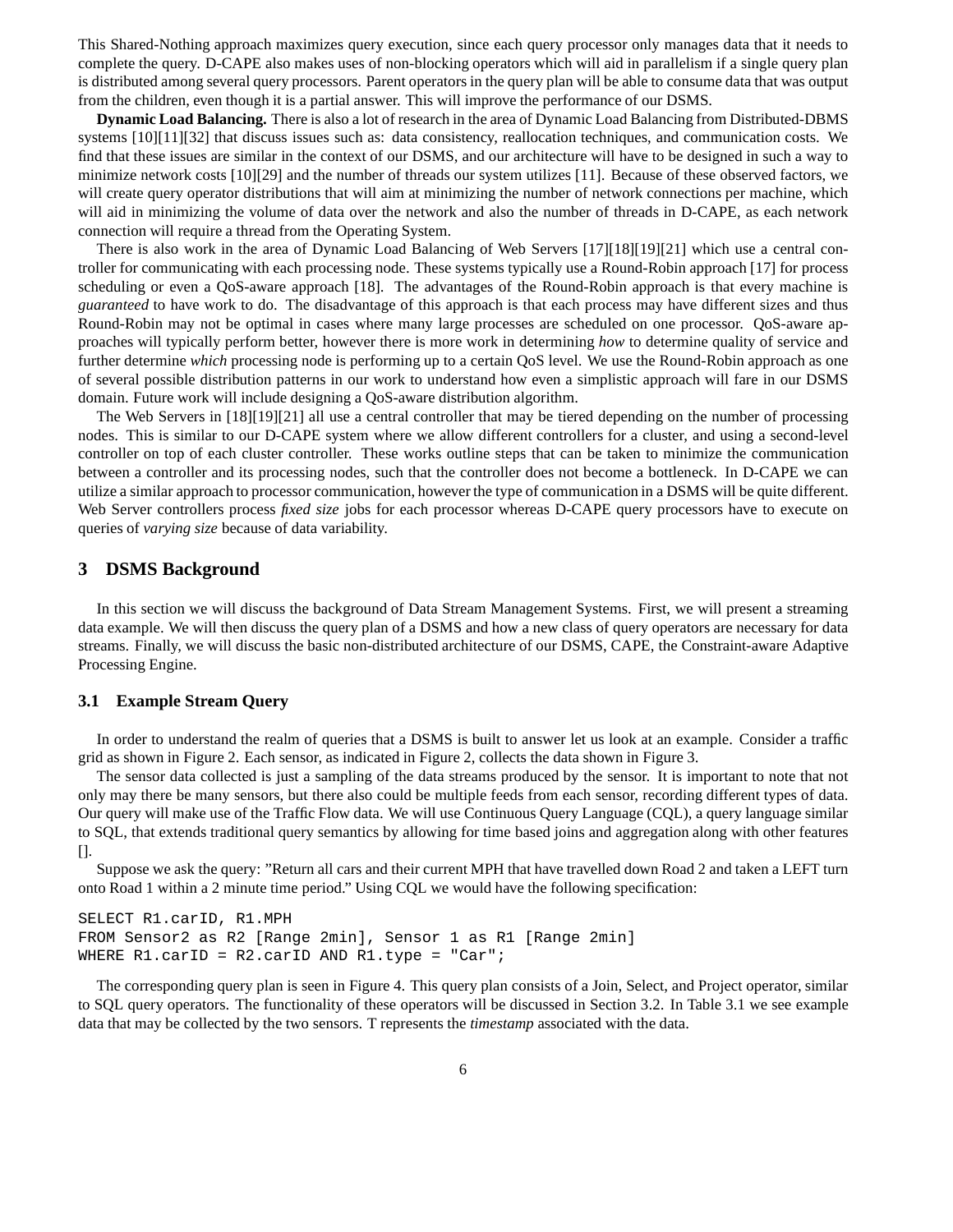This Shared-Nothing approach maximizes query execution, since each query processor only manages data that it needs to complete the query. D-CAPE also makes uses of non-blocking operators which will aid in parallelism if a single query plan is distributed among several query processors. Parent operators in the query plan will be able to consume data that was output from the children, even though it is a partial answer. This will improve the performance of our DSMS.

**Dynamic Load Balancing.** There is also a lot of research in the area of Dynamic Load Balancing from Distributed-DBMS systems [10][11][32] that discuss issues such as: data consistency, reallocation techniques, and communication costs. We find that these issues are similar in the context of our DSMS, and our architecture will have to be designed in such a way to minimize network costs [10][29] and the number of threads our system utilizes [11]. Because of these observed factors, we will create query operator distributions that will aim at minimizing the number of network connections per machine, which will aid in minimizing the volume of data over the network and also the number of threads in D-CAPE, as each network connection will require a thread from the Operating System.

There is also work in the area of Dynamic Load Balancing of Web Servers [17][18][19][21] which use a central controller for communicating with each processing node. These systems typically use a Round-Robin approach [17] for process scheduling or even a QoS-aware approach [18]. The advantages of the Round-Robin approach is that every machine is *guaranteed* to have work to do. The disadvantage of this approach is that each process may have different sizes and thus Round-Robin may not be optimal in cases where many large processes are scheduled on one processor. QoS-aware approaches will typically perform better, however there is more work in determining *how* to determine quality of service and further determine *which* processing node is performing up to a certain QoS level. We use the Round-Robin approach as one of several possible distribution patterns in our work to understand how even a simplistic approach will fare in our DSMS domain. Future work will include designing a QoS-aware distribution algorithm.

The Web Servers in [18][19][21] all use a central controller that may be tiered depending on the number of processing nodes. This is similar to our D-CAPE system where we allow different controllers for a cluster, and using a second-level controller on top of each cluster controller. These works outline steps that can be taken to minimize the communication between a controller and its processing nodes, such that the controller does not become a bottleneck. In D-CAPE we can utilize a similar approach to processor communication, however the type of communication in a DSMS will be quite different. Web Server controllers process *fixed size* jobs for each processor whereas D-CAPE query processors have to execute on queries of *varying size* because of data variability.

## 3 DSMS Background

In this section we will discuss the background of Data Stream Management Systems. First, we will present a streaming data example. We will then discuss the query plan of a DSMS and how a new class of query operators are necessary for data streams. Finally, we will discuss the basic non-distributed architecture of our DSMS, CAPE, the Constraint-aware Adaptive Processing Engine.

### 3.1 Example Stream Query

In order to understand the realm of queries that a DSMS is built to answer let us look at an example. Consider a traffic grid as shown in Figure 2. Each sensor, as indicated in Figure 2, collects the data shown in Figure 3.

The sensor data collected is just a sampling of the data streams produced by the sensor. It is important to note that not only may there be many sensors, but there also could be multiple feeds from each sensor, recording different types of data. Our query will make use of the Traffic Flow data. We will use Continuous Query Language (CQL), a query language similar to SQL, that extends traditional query semantics by allowing for time based joins and aggregation along with other features [].

Suppose we ask the query: "Return all cars and their current MPH that have travelled down Road 2 and taken a LEFT turn onto Road 1 within a 2 minute time period." Using CQL we would have the following specification:

```
SELECT R1.carID, R1.MPH
FROM Sensor2 as R2 [Range 2min], Sensor 1 as R1 [Range 2min]
WHERE R1.carID = R2.carID AND R1.type = "Car";
```

The corresponding query plan is seen in Figure 4. This query plan consists of a Join, Select, and Project operator, similar to SQL query operators. The functionality of these operators will be discussed in Section 3.2. In Table 3.1 we see example data that may be collected by the two sensors. T represents the *timestamp* associated with the data.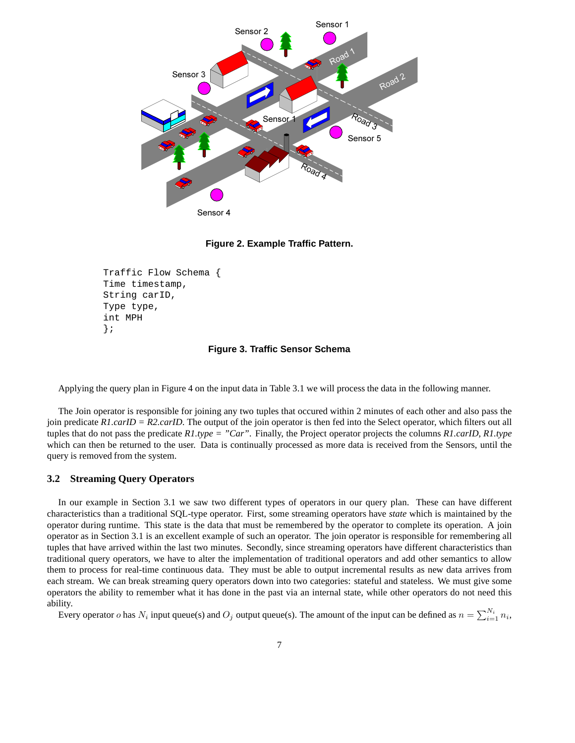Figure 2. Example Traffic Pattern.

```
Traffic Flow Schema {
Time timestamp,
String carID,
Type type,
int MPH
};
```

Figure 3. Traffic Sensor Schema

Applying the query plan in Figure 4 on the input data in Table 3.1 we will process the data in the following manner.

The Join operator is responsible for joining any two tuples that occured within 2 minutes of each other and also pass the join predicate *R1.carID = R2.carID*. The output of the join operator is then fed into the Select operator, which filters out all tuples that do not pass the predicate *R1.type = "Car"*. Finally, the Project operator projects the columns *R1.carID*, *R1.type* which can then be returned to the user. Data is continually processed as more data is received from the Sensors, until the query is removed from the system.

## 3.2 Streaming Query Operators

In our example in Section 3.1 we saw two different types of operators in our query plan. These can have different characteristics than a traditional SQL-type operator. First, some streaming operators have *state* which is maintained by the operator during runtime. This state is the data that must be remembered by the operator to complete its operation. A join operator as in Section 3.1 is an excellent example of such an operator. The join operator is responsible for remembering all tuples that have arrived within the last two minutes. Secondly, since streaming operators have different characteristics than traditional query operators, we have to alter the implementation of traditional operators and add other semantics to allow them to process for real-time continuous data. They must be able to output incremental results as new data arrives from each stream. We can break streaming query operators down into two categories: stateful and stateless. We must give some operators the ability to remember what it has done in the past via an internal state, while other operators do not need this ability.

Every operator $o$ has $N_i$ input queue(s) and $O_j$ output queue(s). The amount of the input can be defined as $n = \sum_{i=1}^{N_i} n_i$,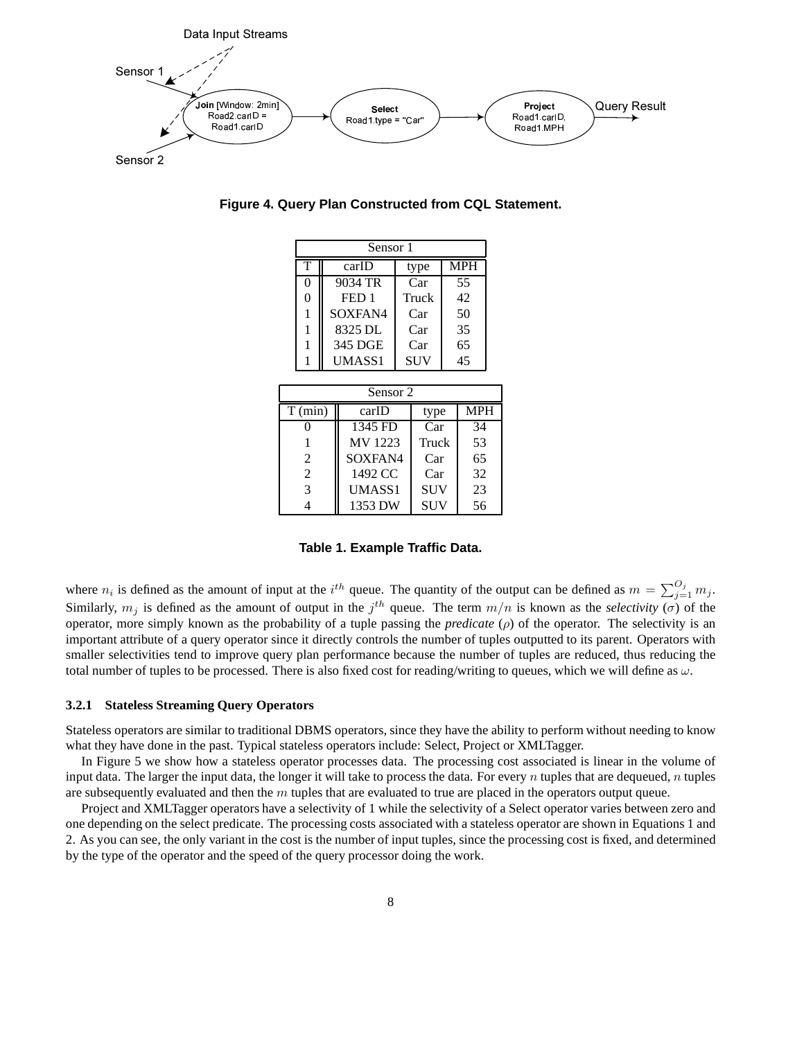Figure 4. Query Plan Constructed from CQL Statement.

| Sensor 1 | | | |
|---|---|---|---|
| T | carID | type | MPH |
| 0 | 9034 TR | Car | 55 |
| 0 | FED 1 | Truck | 42 |
| 1 | SOXFAN4 | Car | 50 |
| 1 | 8325 DL | Car | 35 |
| 1 | 345 DGE | Car | 65 |
| 1 | UMASS1 | SUV | 45 |

| Sensor 2 | | | |
|---|---|---|---|
| T (min) | carID | type | MPH |
| 0 | 1345 FD | Car | 34 |
| 1 | MV 1223 | Truck | 53 |
| 2 | SOXFAN4 | Car | 65 |
| 2 | 1492 CC | Car | 32 |
| 3 | UMASS1 | SUV | 23 |
| 4 | 1353 DW | SUV | 56 |

**Table 1. Example Traffic Data.**

where $n_i$ is defined as the amount of input at the $i^{th}$ queue. The quantity of the output can be defined as $m = \sum_{j=1}^{O_j} m_j$. Similarly, $m_j$ is defined as the amount of output in the $j^{th}$ queue. The term $m/n$ is known as the *selectivity* ($\sigma$) of the operator, more simply known as the probability of a tuple passing the *predicate* ($\rho$) of the operator. The selectivity is an important attribute of a query operator since it directly controls the number of tuples outputted to its parent. Operators with smaller selectivities tend to improve query plan performance because the number of tuples are reduced, thus reducing the total number of tuples to be processed. There is also fixed cost for reading/writing to queues, which we will define as $\omega$.

#### 3.2.1 Stateless Streaming Query Operators

Stateless operators are similar to traditional DBMS operators, since they have the ability to perform without needing to know what they have done in the past. Typical stateless operators include: Select, Project or XMLTagger.

In Figure 5 we show how a stateless operator processes data. The processing cost associated is linear in the volume of input data. The larger the input data, the longer it will take to process the data. For every $n$ tuples that are dequeued, $n$ tuples are subsequently evaluated and then the $m$ tuples that are evaluated to true are placed in the operators output queue.

Project and XMLTagger operators have a selectivity of 1 while the selectivity of a Select operator varies between zero and one depending on the select predicate. The processing costs associated with a stateless operator are shown in Equations 1 and 2. As you can see, the only variant in the cost is the number of input tuples, since the processing cost is fixed, and determined by the type of the operator and the speed of the query processor doing the work.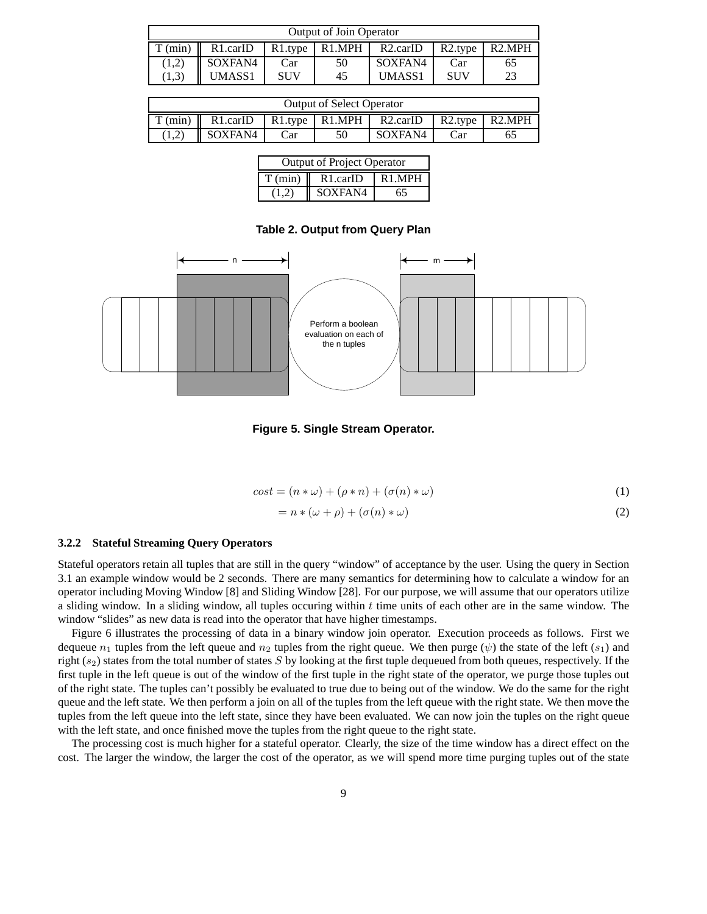| Output of Join Operator | | | | | | |
|---|---|---|---|---|---|---|
| T (min) | R1.carID | R1.type | R1.MPH | R2.carID | R2.type | R2.MPH |
| (1,2) | SOXFAN4 | Car | 50 | SOXFAN4 | Car | 65 |
| (1,3) | UMASS1 | SUV | 45 | UMASS1 | SUV | 23 |

| Output of Select Operator | | | | | | |
|---|---|---|---|---|---|---|
| T (min) | R1.carID | R1.type | R1.MPH | R2.carID | R2.type | R2.MPH |
| (1,2) | SOXFAN4 | Car | 50 | SOXFAN4 | Car | 65 |

| Output of Project Operator | | |
|---|---|---|
| T (min) | R1.carID | R1.MPH |
| (1,2) | SOXFAN4 | 65 |

**Table 2. Output from Query Plan**

**Figure 5. Single Stream Operator.**

$$cost = (n * \omega) + (\rho * n) + (\sigma(n) * \omega) \tag{1}$$

$$= n * (\omega + \rho) + (\sigma(n) * \omega) \tag{2}$$

#### 3.2.2 Stateful Streaming Query Operators

Stateful operators retain all tuples that are still in the query "window" of acceptance by the user. Using the query in Section 3.1 an example window would be 2 seconds. There are many semantics for determining how to calculate a window for an operator including Moving Window [8] and Sliding Window [28]. For our purpose, we will assume that our operators utilize a sliding window. In a sliding window, all tuples occuring within $t$ time units of each other are in the same window. The window "slides" as new data is read into the operator that have higher timestamps.

Figure 6 illustrates the processing of data in a binary window join operator. Execution proceeds as follows. First we dequeue $n_1$ tuples from the left queue and $n_2$ tuples from the right queue. We then purge ($\psi$) the state of the left ($s_1$) and right ($s_2$) states from the total number of states $S$ by looking at the first tuple dequeued from both queues, respectively. If the first tuple in the left queue is out of the window of the first tuple in the right state of the operator, we purge those tuples out of the right state. The tuples can't possibly be evaluated to true due to being out of the window. We do the same for the right queue and the left state. We then perform a join on all of the tuples from the left queue with the right state. We then move the tuples from the left queue into the left state, since they have been evaluated. We can now join the tuples on the right queue with the left state, and once finished move the tuples from the right queue to the right state.

The processing cost is much higher for a stateful operator. Clearly, the size of the time window has a direct effect on the cost. The larger the window, the larger the cost of the operator, as we will spend more time purging tuples out of the state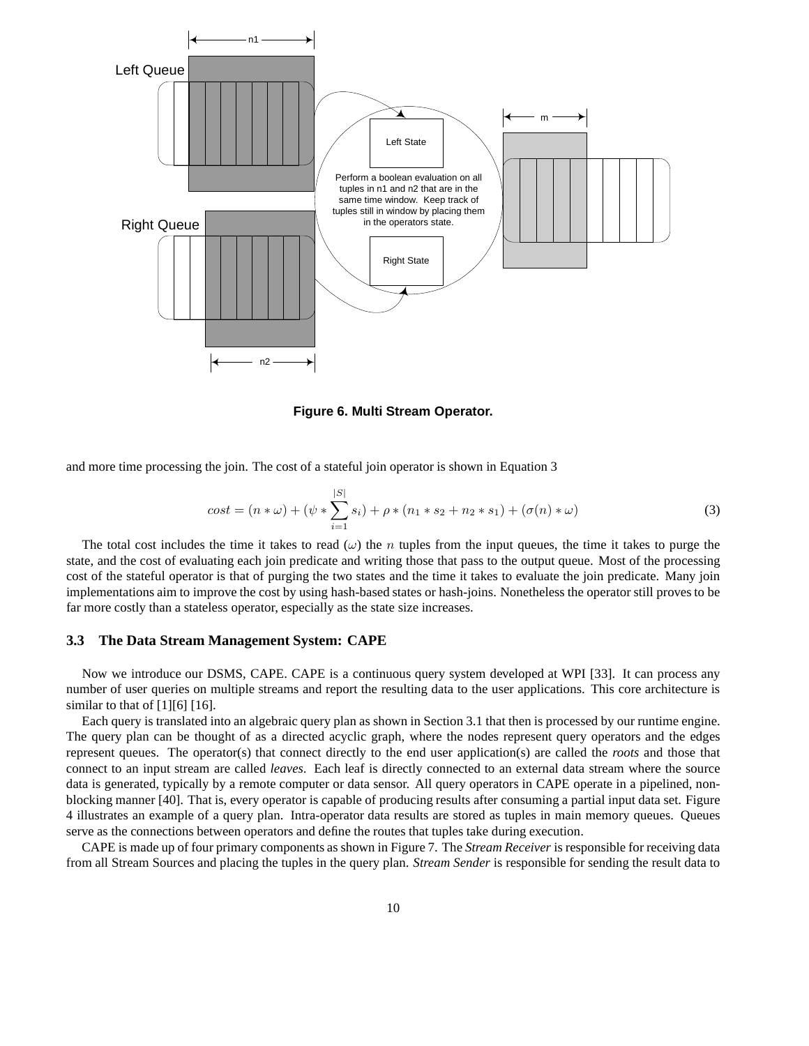**Figure 6. Multi Stream Operator.**

and more time processing the join. The cost of a stateful join operator is shown in Equation 3

$$cost = (n * \omega) + (\psi * \sum_{i=1}^{|S|} s_i) + \rho * (n_1 * s_2 + n_2 * s_1) + (\sigma(n) * \omega) \tag{3}$$

The total cost includes the time it takes to read ($\omega$) the $n$ tuples from the input queues, the time it takes to purge the state, and the cost of evaluating each join predicate and writing those that pass to the output queue. Most of the processing cost of the stateful operator is that of purging the two states and the time it takes to evaluate the join predicate. Many join implementations aim to improve the cost by using hash-based states or hash-joins. Nonetheless the operator still proves to be far more costly than a stateless operator, especially as the state size increases.

### 3.3 The Data Stream Management System: CAPE

Now we introduce our DSMS, CAPE. CAPE is a continuous query system developed at WPI [33]. It can process any number of user queries on multiple streams and report the resulting data to the user applications. This core architecture is similar to that of [1][6] [16].

Each query is translated into an algebraic query plan as shown in Section 3.1 that then is processed by our runtime engine. The query plan can be thought of as a directed acyclic graph, where the nodes represent query operators and the edges represent queues. The operator(s) that connect directly to the end user application(s) are called the *roots* and those that connect to an input stream are called *leaves*. Each leaf is directly connected to an external data stream where the source data is generated, typically by a remote computer or data sensor. All query operators in CAPE operate in a pipelined, non-blocking manner [40]. That is, every operator is capable of producing results after consuming a partial input data set. Figure 4 illustrates an example of a query plan. Intra-operator data results are stored as tuples in main memory queues. Queues serve as the connections between operators and define the routes that tuples take during execution.

CAPE is made up of four primary components as shown in Figure 7. The *Stream Receiver* is responsible for receiving data from all Stream Sources and placing the tuples in the query plan. *Stream Sender* is responsible for sending the result data to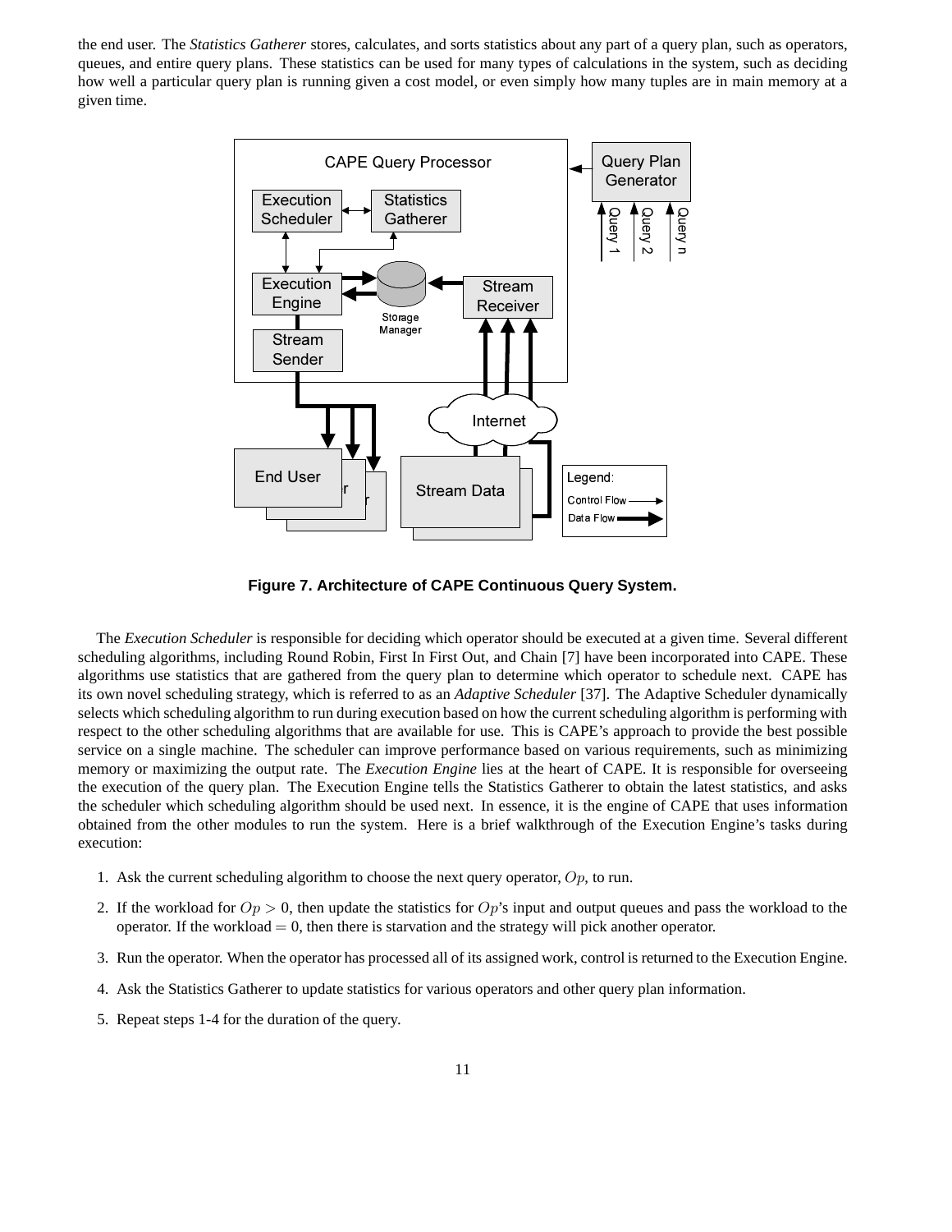the end user. The *Statistics Gatherer* stores, calculates, and sorts statistics about any part of a query plan, such as operators, queues, and entire query plans. These statistics can be used for many types of calculations in the system, such as deciding how well a particular query plan is running given a cost model, or even simply how many tuples are in main memory at a given time.

**Figure 7. Architecture of CAPE Continuous Query System.**

The *Execution Scheduler* is responsible for deciding which operator should be executed at a given time. Several different scheduling algorithms, including Round Robin, First In First Out, and Chain [7] have been incorporated into CAPE. These algorithms use statistics that are gathered from the query plan to determine which operator to schedule next. CAPE has its own novel scheduling strategy, which is referred to as an *Adaptive Scheduler* [37]. The Adaptive Scheduler dynamically selects which scheduling algorithm to run during execution based on how the current scheduling algorithm is performing with respect to the other scheduling algorithms that are available for use. This is CAPE's approach to provide the best possible service on a single machine. The scheduler can improve performance based on various requirements, such as minimizing memory or maximizing the output rate. The *Execution Engine* lies at the heart of CAPE. It is responsible for overseeing the execution of the query plan. The Execution Engine tells the Statistics Gatherer to obtain the latest statistics, and asks the scheduler which scheduling algorithm should be used next. In essence, it is the engine of CAPE that uses information obtained from the other modules to run the system. Here is a brief walkthrough of the Execution Engine's tasks during execution:

1. Ask the current scheduling algorithm to choose the next query operator, $Op$, to run.
2. If the workload for $Op > 0$, then update the statistics for $Op$'s input and output queues and pass the workload to the operator. If the workload $= 0$, then there is starvation and the strategy will pick another operator.
3. Run the operator. When the operator has processed all of its assigned work, control is returned to the Execution Engine.
4. Ask the Statistics Gatherer to update statistics for various operators and other query plan information.
5. Repeat steps 1-4 for the duration of the query.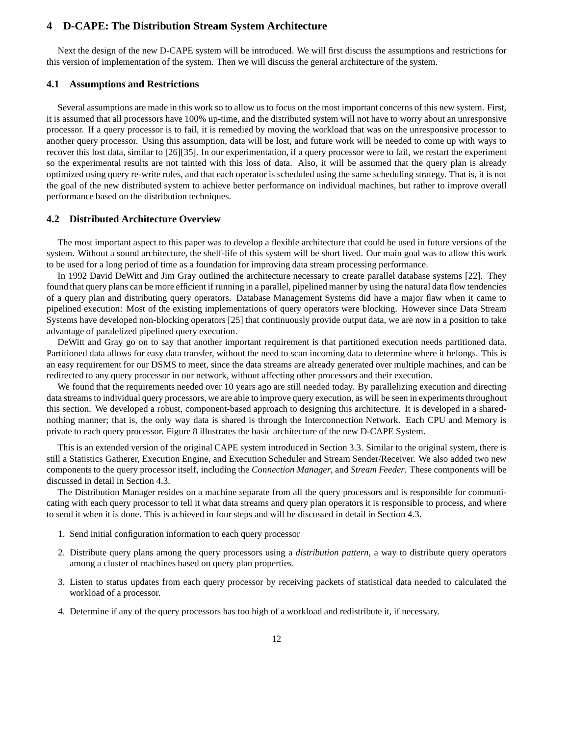# 4 D-CAPE: The Distribution Stream System Architecture

Next the design of the new D-CAPE system will be introduced. We will first discuss the assumptions and restrictions for this version of implementation of the system. Then we will discuss the general architecture of the system.

## 4.1 Assumptions and Restrictions

Several assumptions are made in this work so to allow us to focus on the most important concerns of this new system. First, it is assumed that all processors have 100% up-time, and the distributed system will not have to worry about an unresponsive processor. If a query processor is to fail, it is remedied by moving the workload that was on the unresponsive processor to another query processor. Using this assumption, data will be lost, and future work will be needed to come up with ways to recover this lost data, similar to [26][35]. In our experimentation, if a query processor were to fail, we restart the experiment so the experimental results are not tainted with this loss of data. Also, it will be assumed that the query plan is already optimized using query re-write rules, and that each operator is scheduled using the same scheduling strategy. That is, it is not the goal of the new distributed system to achieve better performance on individual machines, but rather to improve overall performance based on the distribution techniques.

## 4.2 Distributed Architecture Overview

The most important aspect to this paper was to develop a flexible architecture that could be used in future versions of the system. Without a sound architecture, the shelf-life of this system will be short lived. Our main goal was to allow this work to be used for a long period of time as a foundation for improving data stream processing performance.

In 1992 David DeWitt and Jim Gray outlined the architecture necessary to create parallel database systems [22]. They found that query plans can be more efficient if running in a parallel, pipelined manner by using the natural data flow tendencies of a query plan and distributing query operators. Database Management Systems did have a major flaw when it came to pipelined execution: Most of the existing implementations of query operators were blocking. However since Data Stream Systems have developed non-blocking operators [25] that continuously provide output data, we are now in a position to take advantage of paralelized pipelined query execution.

DeWitt and Gray go on to say that another important requirement is that partitioned execution needs partitioned data. Partitioned data allows for easy data transfer, without the need to scan incoming data to determine where it belongs. This is an easy requirement for our DSMS to meet, since the data streams are already generated over multiple machines, and can be redirected to any query processor in our network, without affecting other processors and their execution.

We found that the requirements needed over 10 years ago are still needed today. By parallelizing execution and directing data streams to individual query processors, we are able to improve query execution, as will be seen in experiments throughout this section. We developed a robust, component-based approach to designing this architecture. It is developed in a shared-nothing manner; that is, the only way data is shared is through the Interconnection Network. Each CPU and Memory is private to each query processor. Figure 8 illustrates the basic architecture of the new D-CAPE System.

This is an extended version of the original CAPE system introduced in Section 3.3. Similar to the original system, there is still a Statistics Gatherer, Execution Engine, and Execution Scheduler and Stream Sender/Receiver. We also added two new components to the query processor itself, including the *Connection Manager*, and *Stream Feeder*. These components will be discussed in detail in Section 4.3.

The Distribution Manager resides on a machine separate from all the query processors and is responsible for communicating with each query processor to tell it what data streams and query plan operators it is responsible to process, and where to send it when it is done. This is achieved in four steps and will be discussed in detail in Section 4.3.

1. Send initial configuration information to each query processor
2. Distribute query plans among the query processors using a *distribution pattern*, a way to distribute query operators among a cluster of machines based on query plan properties.
3. Listen to status updates from each query processor by receiving packets of statistical data needed to calculated the workload of a processor.
4. Determine if any of the query processors has too high of a workload and redistribute it, if necessary.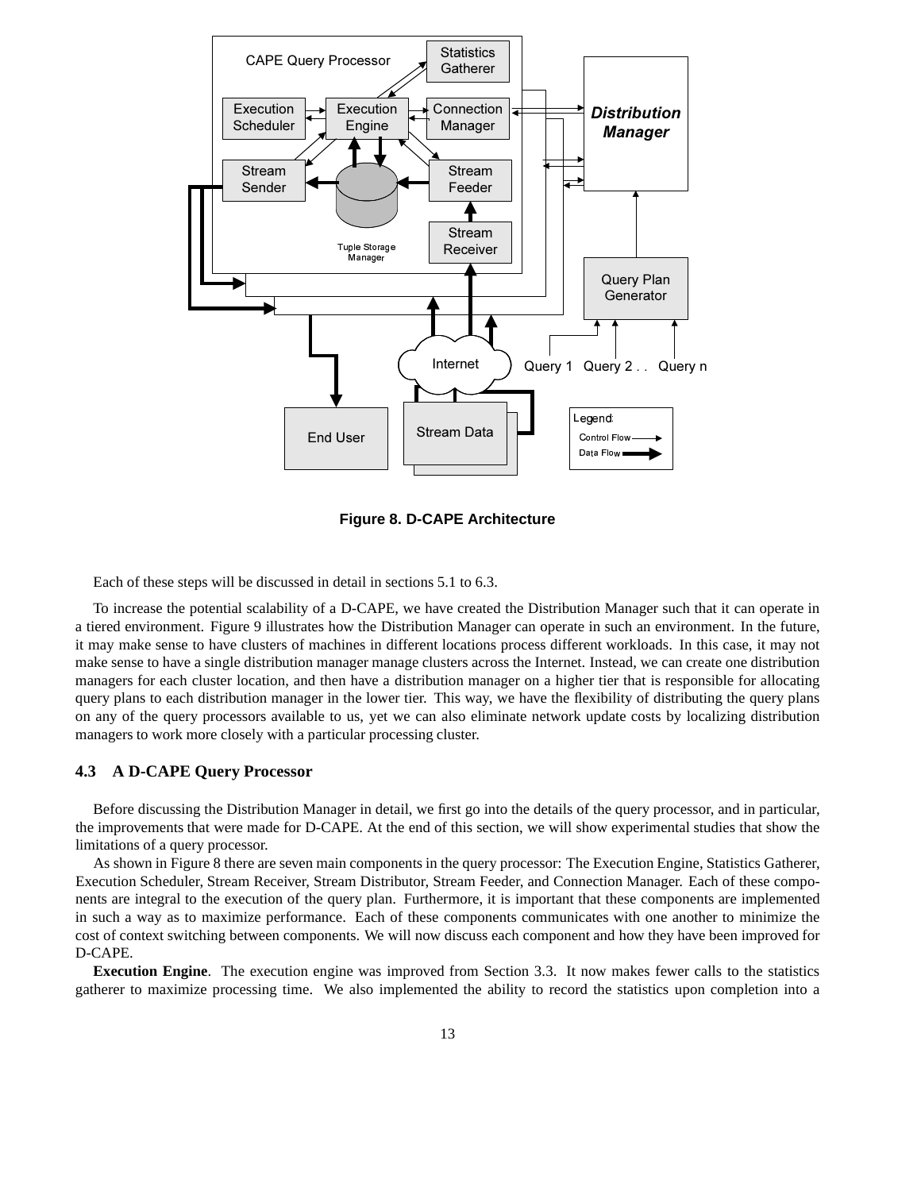Figure 8. D-CAPE Architecture

Each of these steps will be discussed in detail in sections 5.1 to 6.3.

To increase the potential scalability of a D-CAPE, we have created the Distribution Manager such that it can operate in a tiered environment. Figure 9 illustrates how the Distribution Manager can operate in such an environment. In the future, it may make sense to have clusters of machines in different locations process different workloads. In this case, it may not make sense to have a single distribution manager manage clusters across the Internet. Instead, we can create one distribution managers for each cluster location, and then have a distribution manager on a higher tier that is responsible for allocating query plans to each distribution manager in the lower tier. This way, we have the flexibility of distributing the query plans on any of the query processors available to us, yet we can also eliminate network update costs by localizing distribution managers to work more closely with a particular processing cluster.

### 4.3 A D-CAPE Query Processor

Before discussing the Distribution Manager in detail, we first go into the details of the query processor, and in particular, the improvements that were made for D-CAPE. At the end of this section, we will show experimental studies that show the limitations of a query processor.

As shown in Figure 8 there are seven main components in the query processor: The Execution Engine, Statistics Gatherer, Execution Scheduler, Stream Receiver, Stream Distributor, Stream Feeder, and Connection Manager. Each of these components are integral to the execution of the query plan. Furthermore, it is important that these components are implemented in such a way as to maximize performance. Each of these components communicates with one another to minimize the cost of context switching between components. We will now discuss each component and how they have been improved for D-CAPE.

**Execution Engine**. The execution engine was improved from Section 3.3. It now makes fewer calls to the statistics gatherer to maximize processing time. We also implemented the ability to record the statistics upon completion into a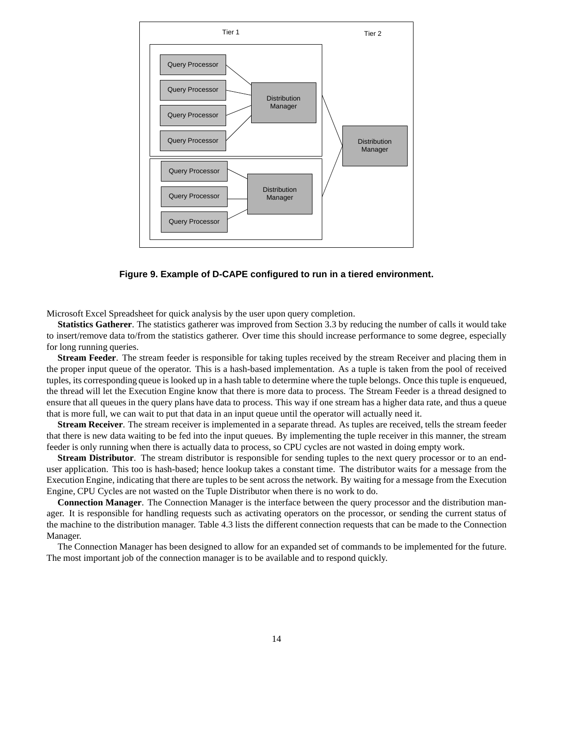Figure 9. Example of D-CAPE configured to run in a tiered environment.

Microsoft Excel Spreadsheet for quick analysis by the user upon query completion.

**Statistics Gatherer**. The statistics gatherer was improved from Section 3.3 by reducing the number of calls it would take to insert/remove data to/from the statistics gatherer. Over time this should increase performance to some degree, especially for long running queries.

**Stream Feeder**. The stream feeder is responsible for taking tuples received by the stream Receiver and placing them in the proper input queue of the operator. This is a hash-based implementation. As a tuple is taken from the pool of received tuples, its corresponding queue is looked up in a hash table to determine where the tuple belongs. Once this tuple is enqueued, the thread will let the Execution Engine know that there is more data to process. The Stream Feeder is a thread designed to ensure that all queues in the query plans have data to process. This way if one stream has a higher data rate, and thus a queue that is more full, we can wait to put that data in an input queue until the operator will actually need it.

**Stream Receiver**. The stream receiver is implemented in a separate thread. As tuples are received, tells the stream feeder that there is new data waiting to be fed into the input queues. By implementing the tuple receiver in this manner, the stream feeder is only running when there is actually data to process, so CPU cycles are not wasted in doing empty work.

**Stream Distributor**. The stream distributor is responsible for sending tuples to the next query processor or to an end-user application. This too is hash-based; hence lookup takes a constant time. The distributor waits for a message from the Execution Engine, indicating that there are tuples to be sent across the network. By waiting for a message from the Execution Engine, CPU Cycles are not wasted on the Tuple Distributor when there is no work to do.

**Connection Manager**. The Connection Manager is the interface between the query processor and the distribution manager. It is responsible for handling requests such as activating operators on the processor, or sending the current status of the machine to the distribution manager. Table 4.3 lists the different connection requests that can be made to the Connection Manager.

The Connection Manager has been designed to allow for an expanded set of commands to be implemented for the future. The most important job of the connection manager is to be available and to respond quickly.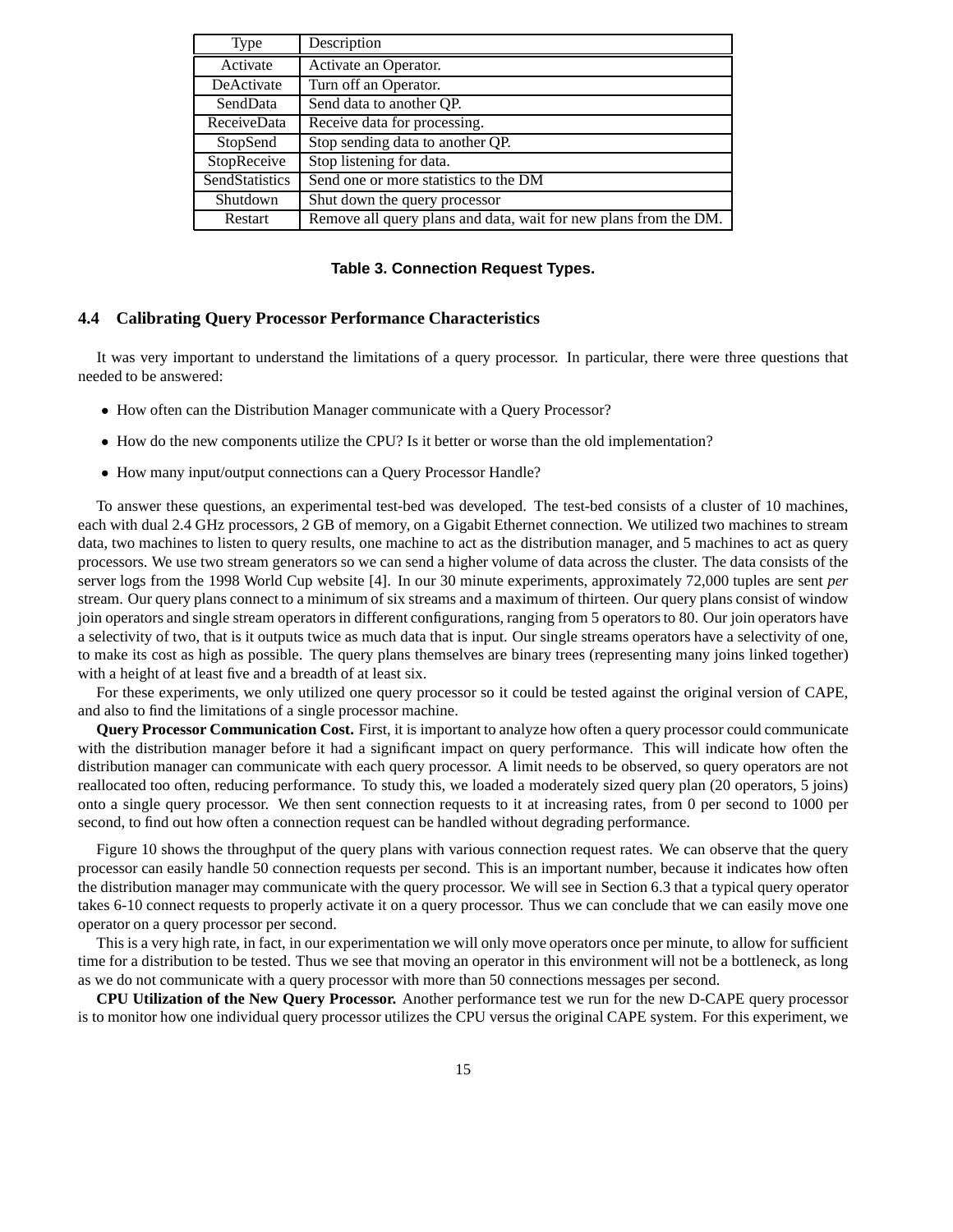| Type | Description |
|---|---|
| Activate | Activate an Operator. |
| DeActivate | Turn off an Operator. |
| SendData | Send data to another QP. |
| ReceiveData | Receive data for processing. |
| StopSend | Stop sending data to another QP. |
| StopReceive | Stop listening for data. |
| SendStatistics | Send one or more statistics to the DM |
| Shutdown | Shut down the query processor |
| Restart | Remove all query plans and data, wait for new plans from the DM. |

**Table 3. Connection Request Types.**

### 4.4 Calibrating Query Processor Performance Characteristics

It was very important to understand the limitations of a query processor. In particular, there were three questions that needed to be answered:

- How often can the Distribution Manager communicate with a Query Processor?
- How do the new components utilize the CPU? Is it better or worse than the old implementation?
- How many input/output connections can a Query Processor Handle?

To answer these questions, an experimental test-bed was developed. The test-bed consists of a cluster of 10 machines, each with dual 2.4 GHz processors, 2 GB of memory, on a Gigabit Ethernet connection. We utilized two machines to stream data, two machines to listen to query results, one machine to act as the distribution manager, and 5 machines to act as query processors. We use two stream generators so we can send a higher volume of data across the cluster. The data consists of the server logs from the 1998 World Cup website [4]. In our 30 minute experiments, approximately 72,000 tuples are sent *per* stream. Our query plans connect to a minimum of six streams and a maximum of thirteen. Our query plans consist of window join operators and single stream operators in different configurations, ranging from 5 operators to 80. Our join operators have a selectivity of two, that is it outputs twice as much data that is input. Our single streams operators have a selectivity of one, to make its cost as high as possible. The query plans themselves are binary trees (representing many joins linked together) with a height of at least five and a breadth of at least six.

For these experiments, we only utilized one query processor so it could be tested against the original version of CAPE, and also to find the limitations of a single processor machine.

**Query Processor Communication Cost.** First, it is important to analyze how often a query processor could communicate with the distribution manager before it had a significant impact on query performance. This will indicate how often the distribution manager can communicate with each query processor. A limit needs to be observed, so query operators are not reallocated too often, reducing performance. To study this, we loaded a moderately sized query plan (20 operators, 5 joins) onto a single query processor. We then sent connection requests to it at increasing rates, from 0 per second to 1000 per second, to find out how often a connection request can be handled without degrading performance.

Figure 10 shows the throughput of the query plans with various connection request rates. We can observe that the query processor can easily handle 50 connection requests per second. This is an important number, because it indicates how often the distribution manager may communicate with the query processor. We will see in Section 6.3 that a typical query operator takes 6-10 connect requests to properly activate it on a query processor. Thus we can conclude that we can easily move one operator on a query processor per second.

This is a very high rate, in fact, in our experimentation we will only move operators once per minute, to allow for sufficient time for a distribution to be tested. Thus we see that moving an operator in this environment will not be a bottleneck, as long as we do not communicate with a query processor with more than 50 connections messages per second.

**CPU Utilization of the New Query Processor.** Another performance test we run for the new D-CAPE query processor is to monitor how one individual query processor utilizes the CPU versus the original CAPE system. For this experiment, we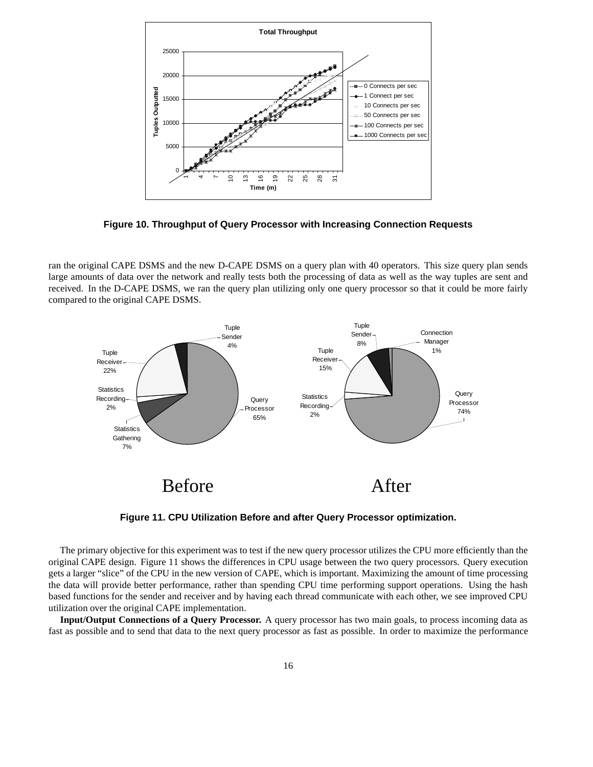**Figure 10. Throughput of Query Processor with Increasing Connection Requests**

ran the original CAPE DSMS and the new D-CAPE DSMS on a query plan with 40 operators. This size query plan sends large amounts of data over the network and really tests both the processing of data as well as the way tuples are sent and received. In the D-CAPE DSMS, we ran the query plan utilizing only one query processor so that it could be more fairly compared to the original CAPE DSMS.

**Figure 11. CPU Utilization Before and after Query Processor optimization.**

The primary objective for this experiment was to test if the new query processor utilizes the CPU more efficiently than the original CAPE design. Figure 11 shows the differences in CPU usage between the two query processors. Query execution gets a larger "slice" of the CPU in the new version of CAPE, which is important. Maximizing the amount of time processing the data will provide better performance, rather than spending CPU time performing support operations. Using the hash based functions for the sender and receiver and by having each thread communicate with each other, we see improved CPU utilization over the original CAPE implementation.

**Input/Output Connections of a Query Processor.** A query processor has two main goals, to process incoming data as fast as possible and to send that data to the next query processor as fast as possible. In order to maximize the performance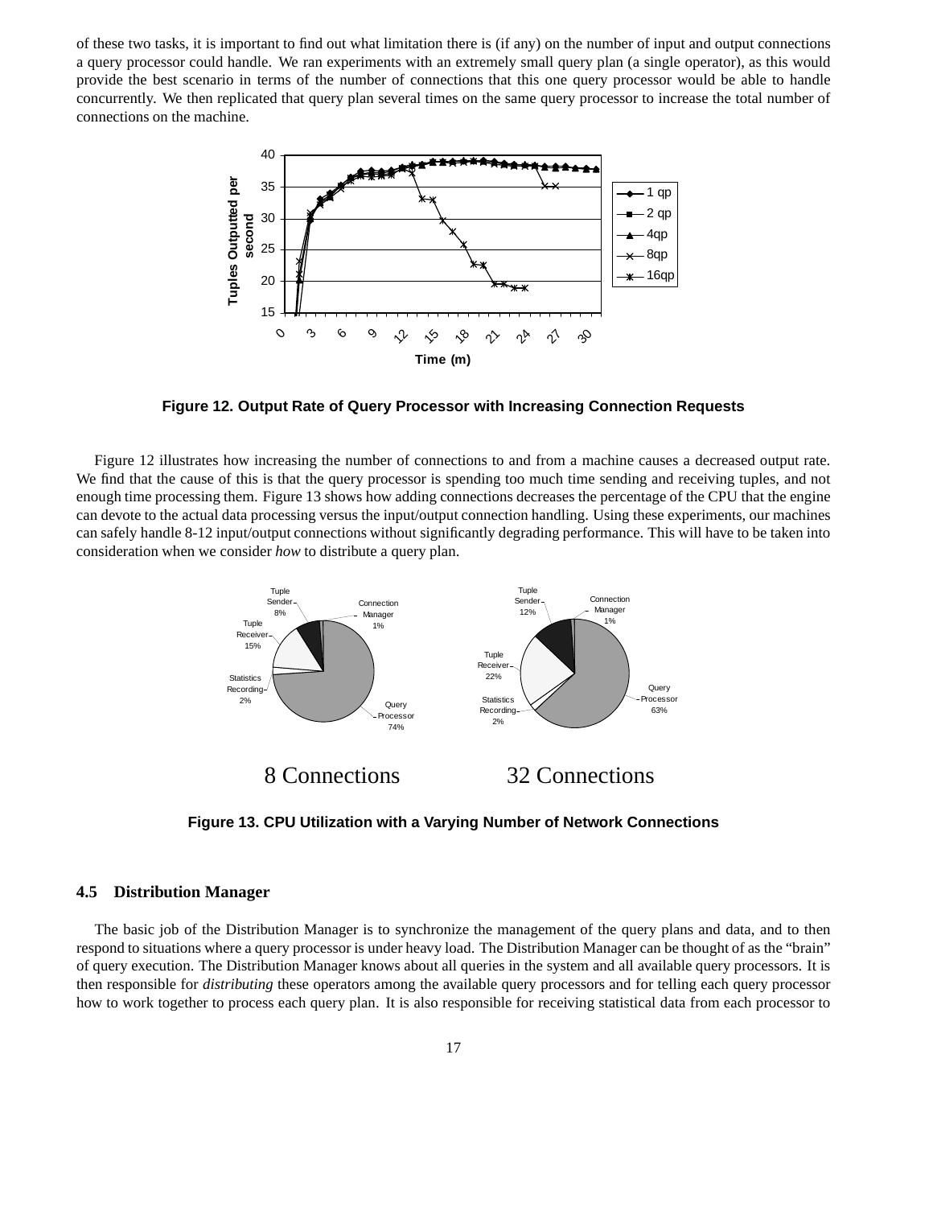of these two tasks, it is important to find out what limitation there is (if any) on the number of input and output connections a query processor could handle. We ran experiments with an extremely small query plan (a single operator), as this would provide the best scenario in terms of the number of connections that this one query processor would be able to handle concurrently. We then replicated that query plan several times on the same query processor to increase the total number of connections on the machine.

**Figure 12. Output Rate of Query Processor with Increasing Connection Requests**

Figure 12 illustrates how increasing the number of connections to and from a machine causes a decreased output rate. We find that the cause of this is that the query processor is spending too much time sending and receiving tuples, and not enough time processing them. Figure 13 shows how adding connections decreases the percentage of the CPU that the engine can devote to the actual data processing versus the input/output connection handling. Using these experiments, our machines can safely handle 8-12 input/output connections without significantly degrading performance. This will have to be taken into consideration when we consider *how* to distribute a query plan.

**Figure 13. CPU Utilization with a Varying Number of Network Connections**

### 4.5 Distribution Manager

The basic job of the Distribution Manager is to synchronize the management of the query plans and data, and to then respond to situations where a query processor is under heavy load. The Distribution Manager can be thought of as the "brain" of query execution. The Distribution Manager knows about all queries in the system and all available query processors. It is then responsible for *distributing* these operators among the available query processors and for telling each query processor how to work together to process each query plan. It is also responsible for receiving statistical data from each processor to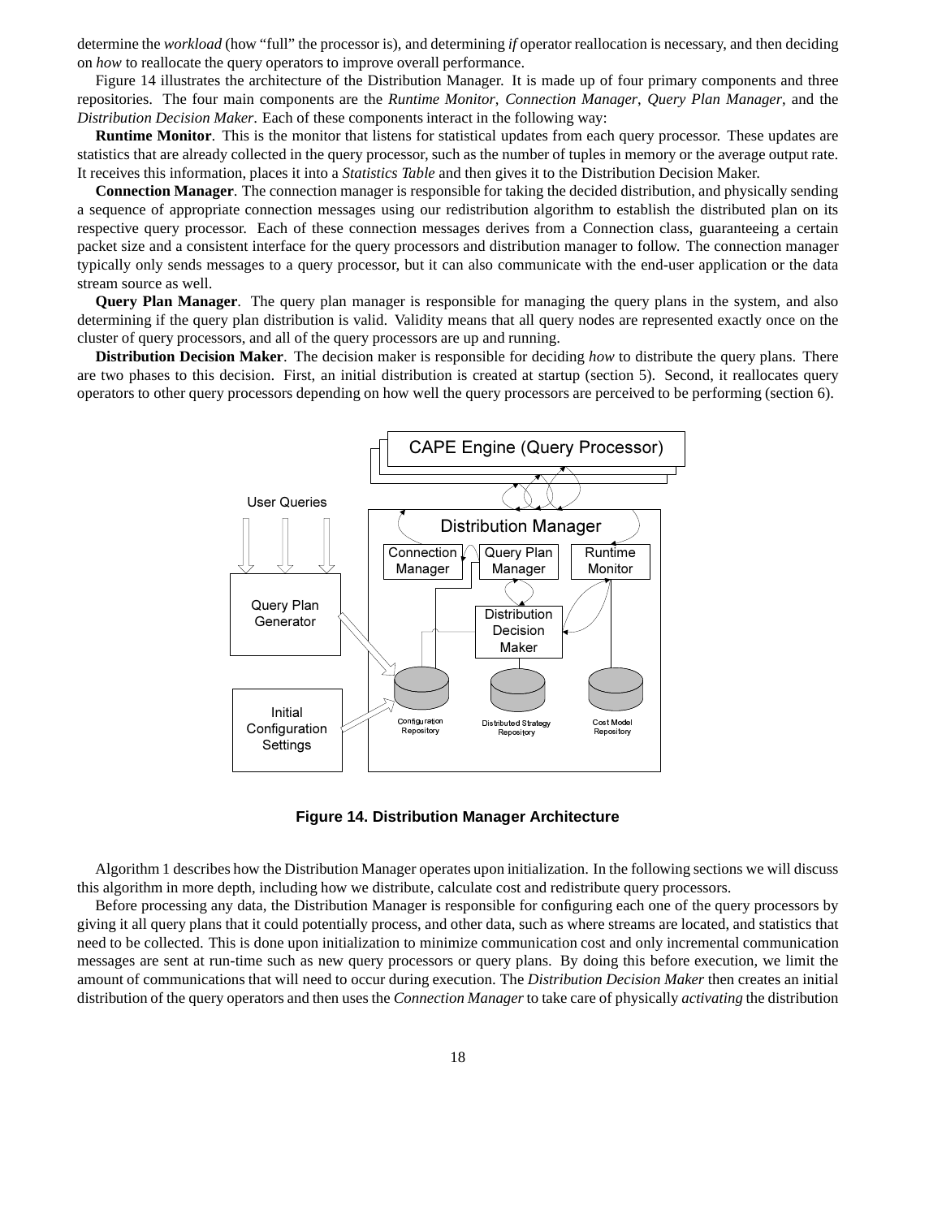determine the *workload* (how "full" the processor is), and determining *if* operator reallocation is necessary, and then deciding on *how* to reallocate the query operators to improve overall performance.

Figure 14 illustrates the architecture of the Distribution Manager. It is made up of four primary components and three repositories. The four main components are the *Runtime Monitor*, *Connection Manager*, *Query Plan Manager*, and the *Distribution Decision Maker*. Each of these components interact in the following way:

**Runtime Monitor**. This is the monitor that listens for statistical updates from each query processor. These updates are statistics that are already collected in the query processor, such as the number of tuples in memory or the average output rate. It receives this information, places it into a *Statistics Table* and then gives it to the Distribution Decision Maker.

**Connection Manager**. The connection manager is responsible for taking the decided distribution, and physically sending a sequence of appropriate connection messages using our redistribution algorithm to establish the distributed plan on its respective query processor. Each of these connection messages derives from a Connection class, guaranteeing a certain packet size and a consistent interface for the query processors and distribution manager to follow. The connection manager typically only sends messages to a query processor, but it can also communicate with the end-user application or the data stream source as well.

**Query Plan Manager**. The query plan manager is responsible for managing the query plans in the system, and also determining if the query plan distribution is valid. Validity means that all query nodes are represented exactly once on the cluster of query processors, and all of the query processors are up and running.

**Distribution Decision Maker**. The decision maker is responsible for deciding *how* to distribute the query plans. There are two phases to this decision. First, an initial distribution is created at startup (section 5). Second, it reallocates query operators to other query processors depending on how well the query processors are perceived to be performing (section 6).

**Figure 14. Distribution Manager Architecture**

Algorithm 1 describes how the Distribution Manager operates upon initialization. In the following sections we will discuss this algorithm in more depth, including how we distribute, calculate cost and redistribute query processors.

Before processing any data, the Distribution Manager is responsible for configuring each one of the query processors by giving it all query plans that it could potentially process, and other data, such as where streams are located, and statistics that need to be collected. This is done upon initialization to minimize communication cost and only incremental communication messages are sent at run-time such as new query processors or query plans. By doing this before execution, we limit the amount of communications that will need to occur during execution. The *Distribution Decision Maker* then creates an initial distribution of the query operators and then uses the *Connection Manager* to take care of physically *activating* the distribution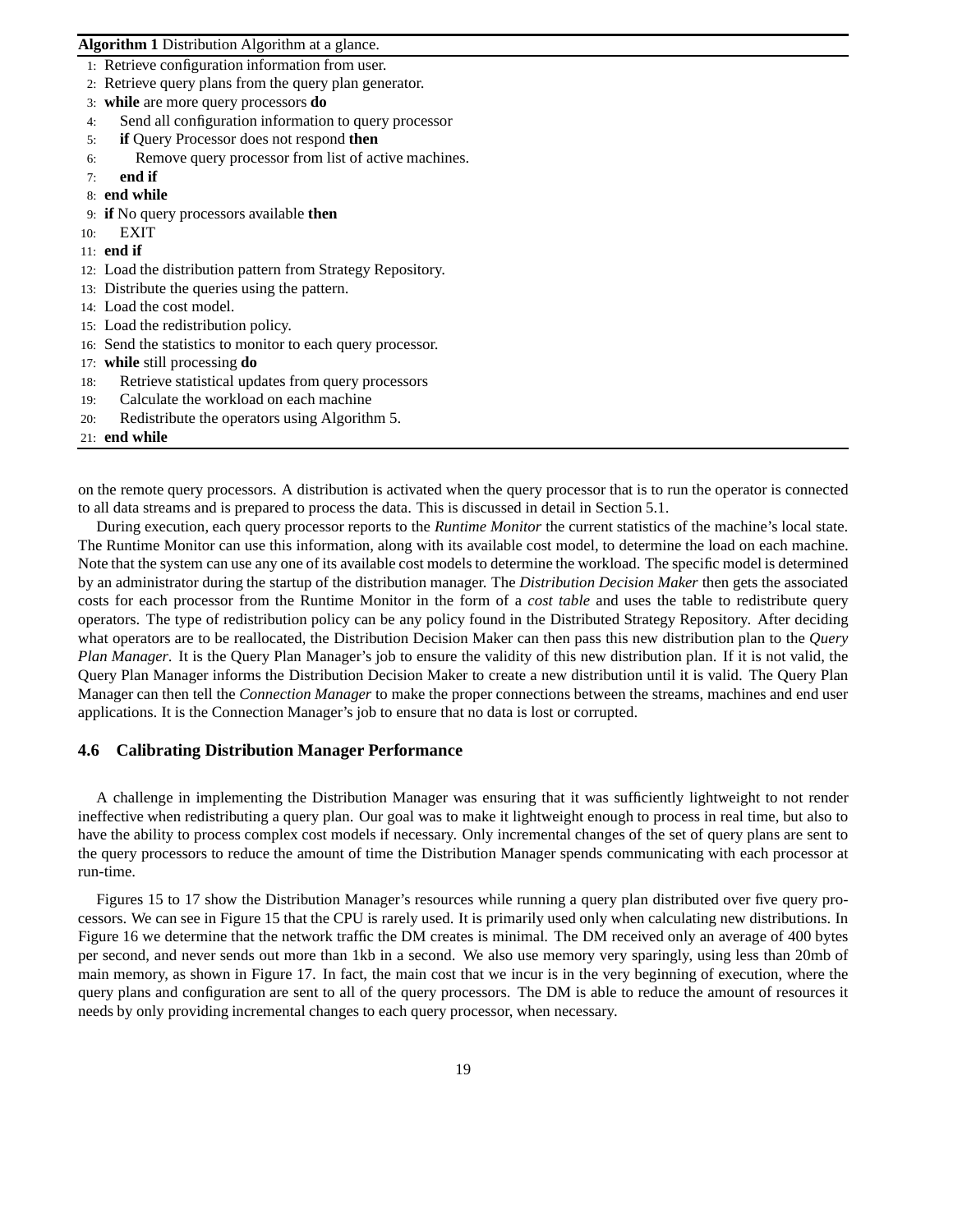**Algorithm 1** Distribution Algorithm at a glance.

```
1:  Retrieve configuration information from user.
2:  Retrieve query plans from the query plan generator.
3:  while are more query processors do
4:      Send all configuration information to query processor
5:      if Query Processor does not respond then
6:          Remove query processor from list of active machines.
7:      end if
8:  end while
9:  if No query processors available then
10:     EXIT
11: end if
12: Load the distribution pattern from Strategy Repository.
13: Distribute the queries using the pattern.
14: Load the cost model.
15: Load the redistribution policy.
16: Send the statistics to monitor to each query processor.
17: while still processing do
18:     Retrieve statistical updates from query processors
19:     Calculate the workload on each machine
20:     Redistribute the operators using Algorithm 5.
21: end while
```

on the remote query processors. A distribution is activated when the query processor that is to run the operator is connected to all data streams and is prepared to process the data. This is discussed in detail in Section 5.1.

During execution, each query processor reports to the *Runtime Monitor* the current statistics of the machine's local state. The Runtime Monitor can use this information, along with its available cost model, to determine the load on each machine. Note that the system can use any one of its available cost models to determine the workload. The specific model is determined by an administrator during the startup of the distribution manager. The *Distribution Decision Maker* then gets the associated costs for each processor from the Runtime Monitor in the form of a *cost table* and uses the table to redistribute query operators. The type of redistribution policy can be any policy found in the Distributed Strategy Repository. After deciding what operators are to be reallocated, the Distribution Decision Maker can then pass this new distribution plan to the *Query Plan Manager*. It is the Query Plan Manager's job to ensure the validity of this new distribution plan. If it is not valid, the Query Plan Manager informs the Distribution Decision Maker to create a new distribution until it is valid. The Query Plan Manager can then tell the *Connection Manager* to make the proper connections between the streams, machines and end user applications. It is the Connection Manager's job to ensure that no data is lost or corrupted.

### 4.6 Calibrating Distribution Manager Performance

A challenge in implementing the Distribution Manager was ensuring that it was sufficiently lightweight to not render ineffective when redistributing a query plan. Our goal was to make it lightweight enough to process in real time, but also to have the ability to process complex cost models if necessary. Only incremental changes of the set of query plans are sent to the query processors to reduce the amount of time the Distribution Manager spends communicating with each processor at run-time.

Figures 15 to 17 show the Distribution Manager's resources while running a query plan distributed over five query processors. We can see in Figure 15 that the CPU is rarely used. It is primarily used only when calculating new distributions. In Figure 16 we determine that the network traffic the DM creates is minimal. The DM received only an average of 400 bytes per second, and never sends out more than 1kb in a second. We also use memory very sparingly, using less than 20mb of main memory, as shown in Figure 17. In fact, the main cost that we incur is in the very beginning of execution, where the query plans and configuration are sent to all of the query processors. The DM is able to reduce the amount of resources it needs by only providing incremental changes to each query processor, when necessary.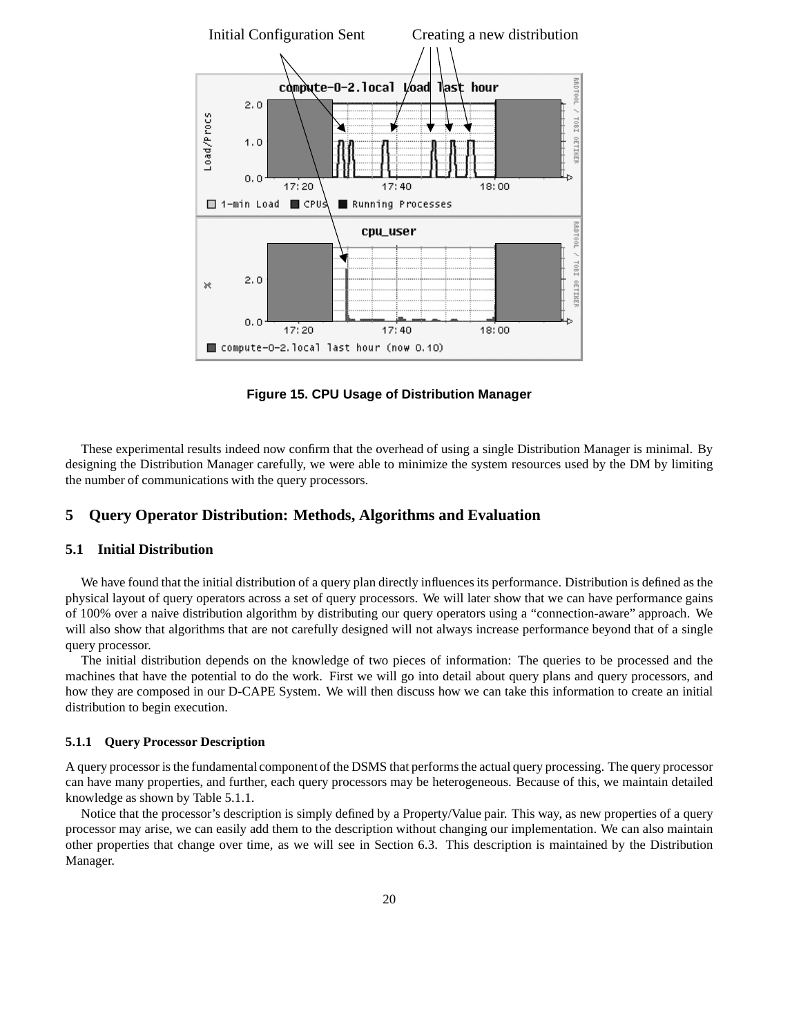Figure 15. CPU Usage of Distribution Manager

These experimental results indeed now confirm that the overhead of using a single Distribution Manager is minimal. By designing the Distribution Manager carefully, we were able to minimize the system resources used by the DM by limiting the number of communications with the query processors.

## 5 Query Operator Distribution: Methods, Algorithms and Evaluation

### 5.1 Initial Distribution

We have found that the initial distribution of a query plan directly influences its performance. Distribution is defined as the physical layout of query operators across a set of query processors. We will later show that we can have performance gains of 100% over a naive distribution algorithm by distributing our query operators using a "connection-aware" approach. We will also show that algorithms that are not carefully designed will not always increase performance beyond that of a single query processor.

The initial distribution depends on the knowledge of two pieces of information: The queries to be processed and the machines that have the potential to do the work. First we will go into detail about query plans and query processors, and how they are composed in our D-CAPE System. We will then discuss how we can take this information to create an initial distribution to begin execution.

#### 5.1.1 Query Processor Description

A query processor is the fundamental component of the DSMS that performs the actual query processing. The query processor can have many properties, and further, each query processors may be heterogeneous. Because of this, we maintain detailed knowledge as shown by Table 5.1.1.

Notice that the processor's description is simply defined by a Property/Value pair. This way, as new properties of a query processor may arise, we can easily add them to the description without changing our implementation. We can also maintain other properties that change over time, as we will see in Section 6.3. This description is maintained by the Distribution Manager.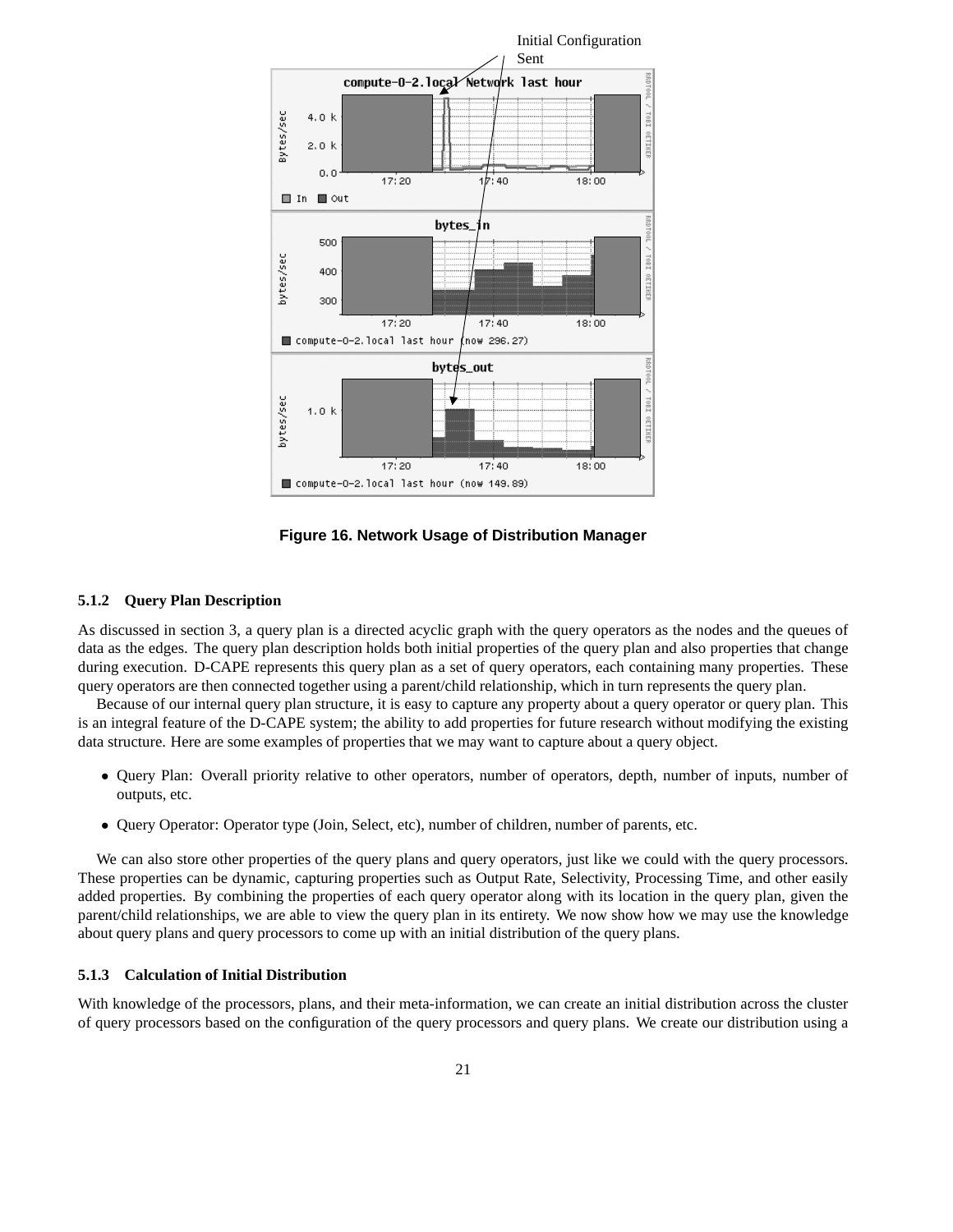**Figure 16. Network Usage of Distribution Manager**

### 5.1.2 Query Plan Description

As discussed in section 3, a query plan is a directed acyclic graph with the query operators as the nodes and the queues of data as the edges. The query plan description holds both initial properties of the query plan and also properties that change during execution. D-CAPE represents this query plan as a set of query operators, each containing many properties. These query operators are then connected together using a parent/child relationship, which in turn represents the query plan.

Because of our internal query plan structure, it is easy to capture any property about a query operator or query plan. This is an integral feature of the D-CAPE system; the ability to add properties for future research without modifying the existing data structure. Here are some examples of properties that we may want to capture about a query object.

- Query Plan: Overall priority relative to other operators, number of operators, depth, number of inputs, number of outputs, etc.
- Query Operator: Operator type (Join, Select, etc), number of children, number of parents, etc.

We can also store other properties of the query plans and query operators, just like we could with the query processors. These properties can be dynamic, capturing properties such as Output Rate, Selectivity, Processing Time, and other easily added properties. By combining the properties of each query operator along with its location in the query plan, given the parent/child relationships, we are able to view the query plan in its entirety. We now show how we may use the knowledge about query plans and query processors to come up with an initial distribution of the query plans.

### 5.1.3 Calculation of Initial Distribution

With knowledge of the processors, plans, and their meta-information, we can create an initial distribution across the cluster of query processors based on the configuration of the query processors and query plans. We create our distribution using a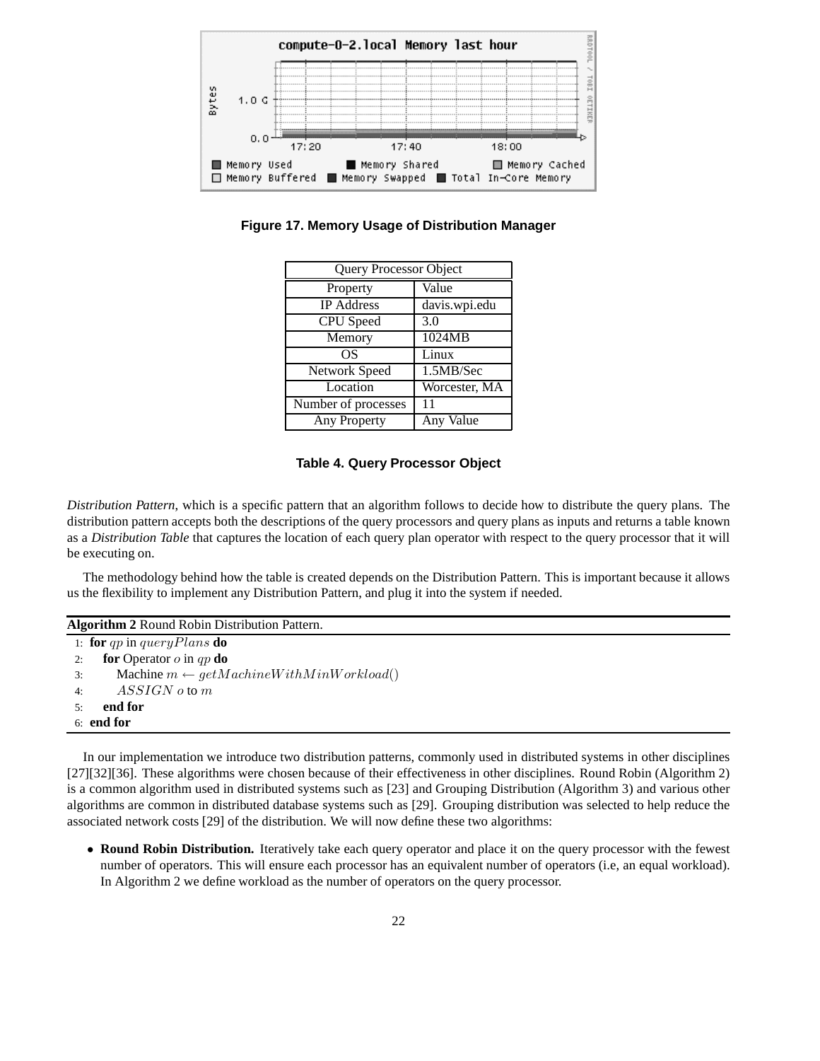**Figure 17. Memory Usage of Distribution Manager**

| Query Processor Object | |
|---|---|
| Property | Value |
| IP Address | davis.wpi.edu |
| CPU Speed | 3.0 |
| Memory | 1024MB |
| OS | Linux |
| Network Speed | 1.5MB/Sec |
| Location | Worcester, MA |
| Number of processes | 11 |
| Any Property | Any Value |

**Table 4. Query Processor Object**

*Distribution Pattern*, which is a specific pattern that an algorithm follows to decide how to distribute the query plans. The distribution pattern accepts both the descriptions of the query processors and query plans as inputs and returns a table known as a *Distribution Table* that captures the location of each query plan operator with respect to the query processor that it will be executing on.

The methodology behind how the table is created depends on the Distribution Pattern. This is important because it allows us the flexibility to implement any Distribution Pattern, and plug it into the system if needed.

**Algorithm 2** Round Robin Distribution Pattern.

1: **for** $qp$ in $queryPlans$ **do**
2: &nbsp;&nbsp;&nbsp;&nbsp;**for** Operator $o$ in $qp$ **do**
3: &nbsp;&nbsp;&nbsp;&nbsp;&nbsp;&nbsp;&nbsp;&nbsp;Machine $m \leftarrow getMachineWithMinWorkload()$
4: &nbsp;&nbsp;&nbsp;&nbsp;&nbsp;&nbsp;&nbsp;&nbsp;$ASSIGN$ $o$ to $m$
5: &nbsp;&nbsp;&nbsp;&nbsp;**end for**
6: **end for**

In our implementation we introduce two distribution patterns, commonly used in distributed systems in other disciplines [27][32][36]. These algorithms were chosen because of their effectiveness in other disciplines. Round Robin (Algorithm 2) is a common algorithm used in distributed systems such as [23] and Grouping Distribution (Algorithm 3) and various other algorithms are common in distributed database systems such as [29]. Grouping distribution was selected to help reduce the associated network costs [29] of the distribution. We will now define these two algorithms:

- **Round Robin Distribution.** Iteratively take each query operator and place it on the query processor with the fewest number of operators. This will ensure each processor has an equivalent number of operators (i.e, an equal workload). In Algorithm 2 we define workload as the number of operators on the query processor.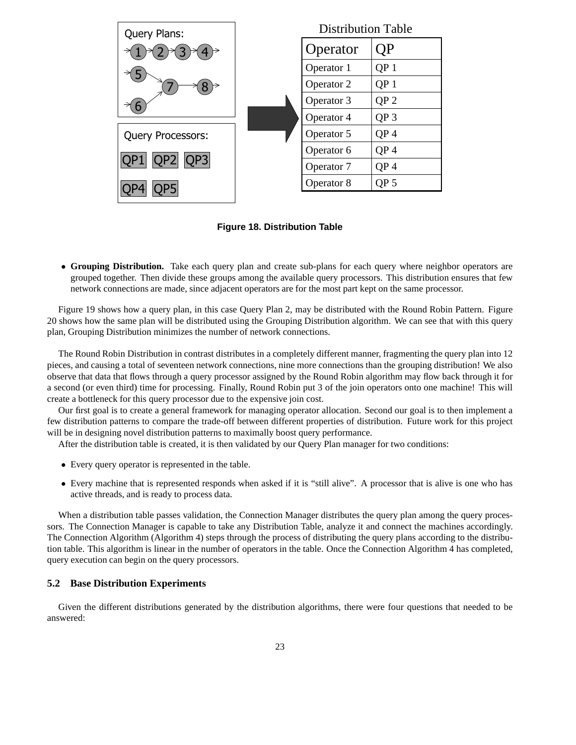Query Plans:

Query Processors:

QP1 QP2 QP3

QP4 QP5

Distribution Table

| Operator | QP |
|---|---|
| Operator 1 | QP 1 |
| Operator 2 | QP 1 |
| Operator 3 | QP 2 |
| Operator 4 | QP 3 |
| Operator 5 | QP 4 |
| Operator 6 | QP 4 |
| Operator 7 | QP 4 |
| Operator 8 | QP 5 |

**Figure 18. Distribution Table**

- **Grouping Distribution.** Take each query plan and create sub-plans for each query where neighbor operators are grouped together. Then divide these groups among the available query processors. This distribution ensures that few network connections are made, since adjacent operators are for the most part kept on the same processor.

Figure 19 shows how a query plan, in this case Query Plan 2, may be distributed with the Round Robin Pattern. Figure 20 shows how the same plan will be distributed using the Grouping Distribution algorithm. We can see that with this query plan, Grouping Distribution minimizes the number of network connections.

The Round Robin Distribution in contrast distributes in a completely different manner, fragmenting the query plan into 12 pieces, and causing a total of seventeen network connections, nine more connections than the grouping distribution! We also observe that data that flows through a query processor assigned by the Round Robin algorithm may flow back through it for a second (or even third) time for processing. Finally, Round Robin put 3 of the join operators onto one machine! This will create a bottleneck for this query processor due to the expensive join cost.

Our first goal is to create a general framework for managing operator allocation. Second our goal is to then implement a few distribution patterns to compare the trade-off between different properties of distribution. Future work for this project will be in designing novel distribution patterns to maximally boost query performance.

After the distribution table is created, it is then validated by our Query Plan manager for two conditions:

- Every query operator is represented in the table.
- Every machine that is represented responds when asked if it is "still alive". A processor that is alive is one who has active threads, and is ready to process data.

When a distribution table passes validation, the Connection Manager distributes the query plan among the query processors. The Connection Manager is capable to take any Distribution Table, analyze it and connect the machines accordingly. The Connection Algorithm (Algorithm 4) steps through the process of distributing the query plans according to the distribution table. This algorithm is linear in the number of operators in the table. Once the Connection Algorithm 4 has completed, query execution can begin on the query processors.

### 5.2 Base Distribution Experiments

Given the different distributions generated by the distribution algorithms, there were four questions that needed to be answered: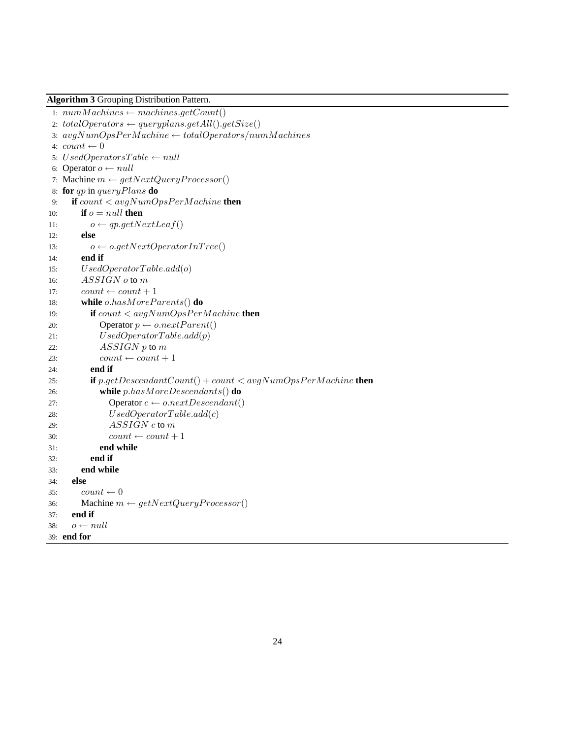**Algorithm 3** Grouping Distribution Pattern.

```
1:  numMachines ← machines.getCount()
2:  totalOperators ← queryplans.getAll().getSize()
3:  avgNumOpsPerMachine ← totalOperators/numMachines
4:  count ← 0
5:  UsedOperatorsTable ← null
6:  Operator o ← null
7:  Machine m ← getNextQueryProcessor()
8:  for qp in queryPlans do
9:      if count < avgNumOpsPerMachine then
10:         if o = null then
11:             o ← qp.getNextLeaf()
12:         else
13:             o ← o.getNextOperatorInTree()
14:         end if
15:         UsedOperatorTable.add(o)
16:         ASSIGN o to m
17:         count ← count + 1
18:         while o.hasMoreParents() do
19:             if count < avgNumOpsPerMachine then
20:                 Operator p ← o.nextParent()
21:                 UsedOperatorTable.add(p)
22:                 ASSIGN p to m
23:                 count ← count + 1
24:             end if
25:             if p.getDescendantCount() + count < avgNumOpsPerMachine then
26:                 while p.hasMoreDescendants() do
27:                     Operator c ← o.nextDescendant()
28:                     UsedOperatorTable.add(c)
29:                     ASSIGN c to m
30:                     count ← count + 1
31:                 end while
32:             end if
33:         end while
34:     else
35:         count ← 0
36:         Machine m ← getNextQueryProcessor()
37:     end if
38:     o ← null
39: end for
```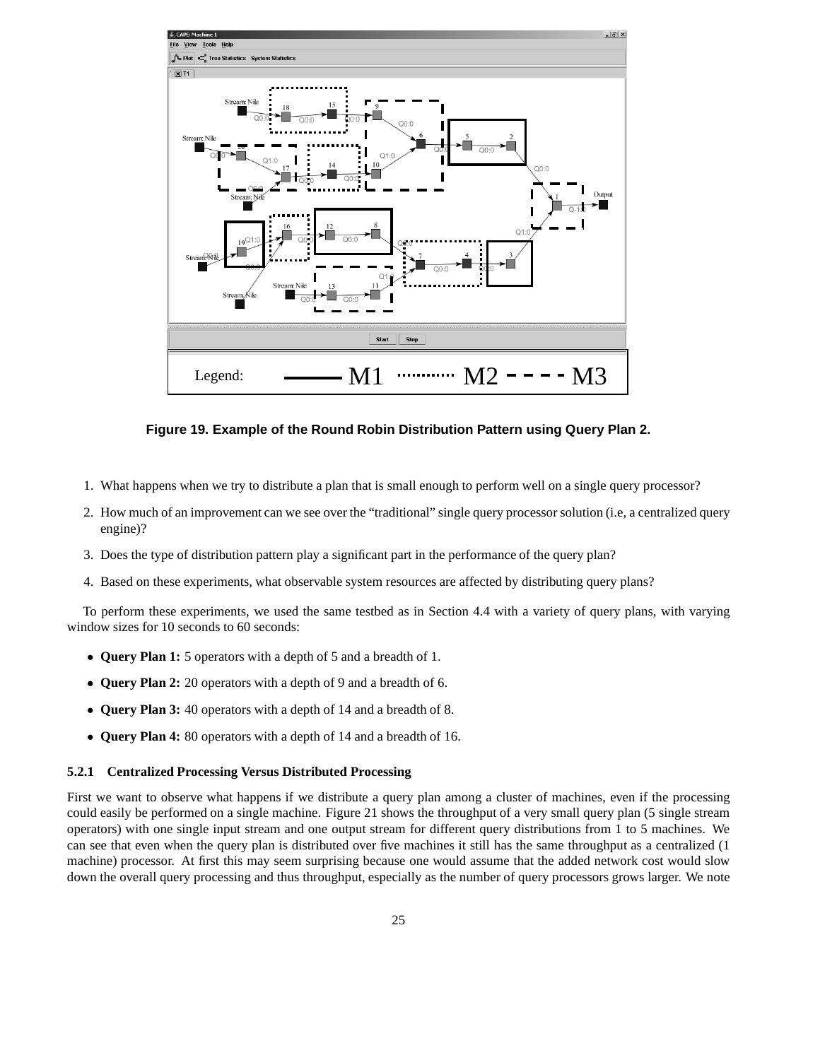Figure 19. Example of the Round Robin Distribution Pattern using Query Plan 2.

1. What happens when we try to distribute a plan that is small enough to perform well on a single query processor?
2. How much of an improvement can we see over the "traditional" single query processor solution (i.e, a centralized query engine)?
3. Does the type of distribution pattern play a significant part in the performance of the query plan?
4. Based on these experiments, what observable system resources are affected by distributing query plans?

To perform these experiments, we used the same testbed as in Section 4.4 with a variety of query plans, with varying window sizes for 10 seconds to 60 seconds:

- **Query Plan 1:** 5 operators with a depth of 5 and a breadth of 1.
- **Query Plan 2:** 20 operators with a depth of 9 and a breadth of 6.
- **Query Plan 3:** 40 operators with a depth of 14 and a breadth of 8.
- **Query Plan 4:** 80 operators with a depth of 14 and a breadth of 16.

### 5.2.1 Centralized Processing Versus Distributed Processing

First we want to observe what happens if we distribute a query plan among a cluster of machines, even if the processing could easily be performed on a single machine. Figure 21 shows the throughput of a very small query plan (5 single stream operators) with one single input stream and one output stream for different query distributions from 1 to 5 machines. We can see that even when the query plan is distributed over five machines it still has the same throughput as a centralized (1 machine) processor. At first this may seem surprising because one would assume that the added network cost would slow down the overall query processing and thus throughput, especially as the number of query processors grows larger. We note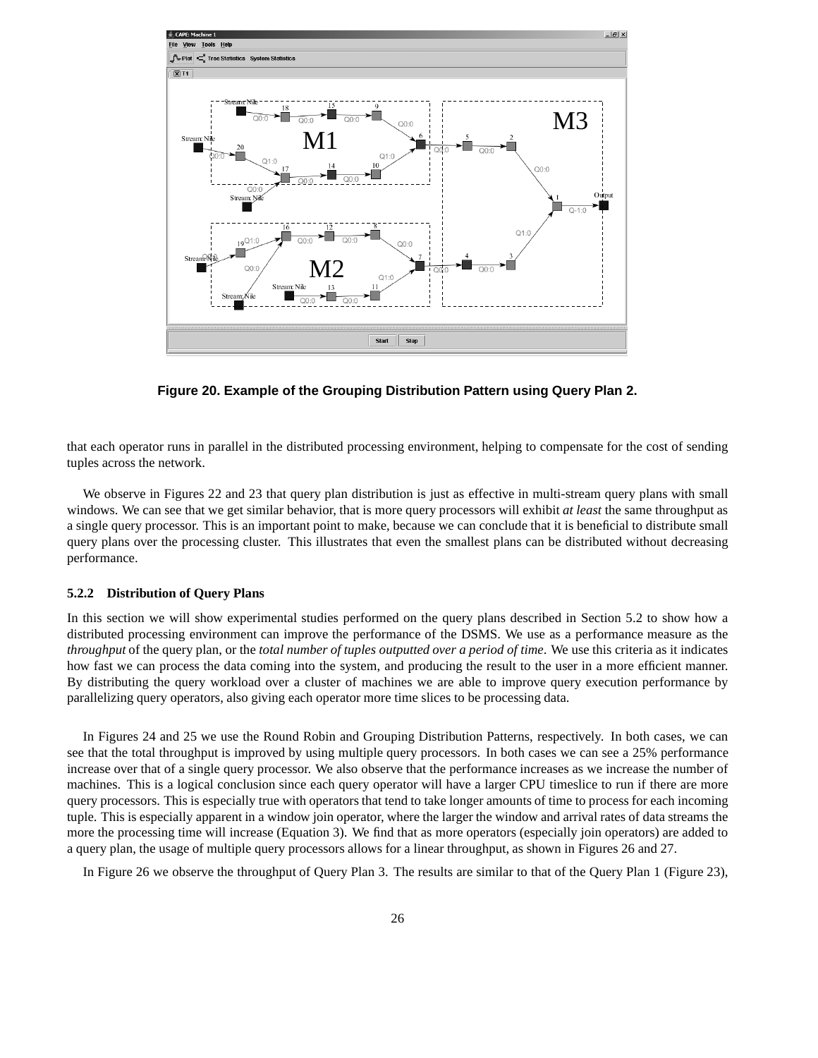Figure 20. Example of the Grouping Distribution Pattern using Query Plan 2.

that each operator runs in parallel in the distributed processing environment, helping to compensate for the cost of sending tuples across the network.

We observe in Figures 22 and 23 that query plan distribution is just as effective in multi-stream query plans with small windows. We can see that we get similar behavior, that is more query processors will exhibit *at least* the same throughput as a single query processor. This is an important point to make, because we can conclude that it is beneficial to distribute small query plans over the processing cluster. This illustrates that even the smallest plans can be distributed without decreasing performance.

### 5.2.2 Distribution of Query Plans

In this section we will show experimental studies performed on the query plans described in Section 5.2 to show how a distributed processing environment can improve the performance of the DSMS. We use as a performance measure as the *throughput* of the query plan, or the *total number of tuples outputted over a period of time*. We use this criteria as it indicates how fast we can process the data coming into the system, and producing the result to the user in a more efficient manner. By distributing the query workload over a cluster of machines we are able to improve query execution performance by parallelizing query operators, also giving each operator more time slices to be processing data.

In Figures 24 and 25 we use the Round Robin and Grouping Distribution Patterns, respectively. In both cases, we can see that the total throughput is improved by using multiple query processors. In both cases we can see a 25% performance increase over that of a single query processor. We also observe that the performance increases as we increase the number of machines. This is a logical conclusion since each query operator will have a larger CPU timeslice to run if there are more query processors. This is especially true with operators that tend to take longer amounts of time to process for each incoming tuple. This is especially apparent in a window join operator, where the larger the window and arrival rates of data streams the more the processing time will increase (Equation 3). We find that as more operators (especially join operators) are added to a query plan, the usage of multiple query processors allows for a linear throughput, as shown in Figures 26 and 27.

In Figure 26 we observe the throughput of Query Plan 3. The results are similar to that of the Query Plan 1 (Figure 23),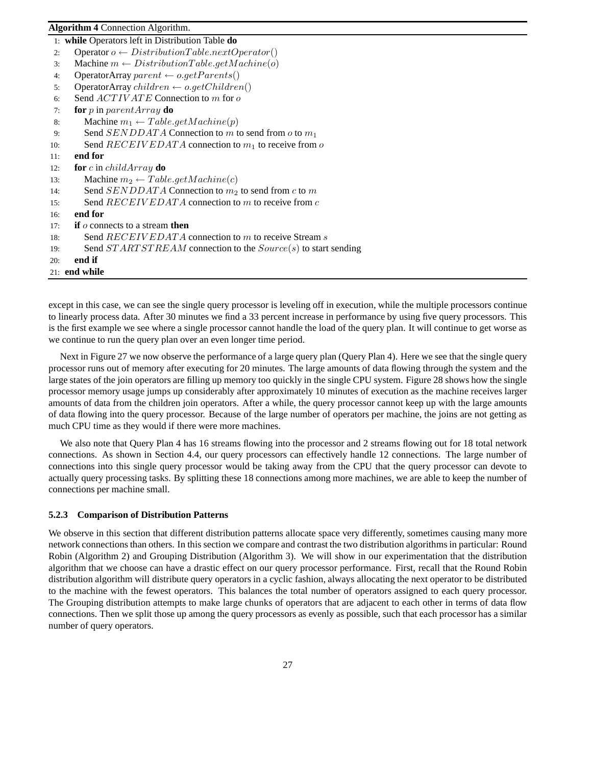**Algorithm 4** Connection Algorithm.

```
1:  while Operators left in Distribution Table do
2:      Operator o ← DistributionTable.nextOperator()
3:      Machine m ← DistributionTable.getMachine(o)
4:      OperatorArray parent ← o.getParents()
5:      OperatorArray children ← o.getChildren()
6:      Send ACTIVATE Connection to m for o
7:      for p in parentArray do
8:          Machine m_1 ← Table.getMachine(p)
9:          Send SENDDATA Connection to m to send from o to m_1
10:         Send RECEIVEDATA connection to m_1 to receive from o
11:     end for
12:     for c in childArray do
13:         Machine m_2 ← Table.getMachine(c)
14:         Send SENDDATA Connection to m_2 to send from c to m
15:         Send RECEIVEDATA connection to m to receive from c
16:     end for
17:     if o connects to a stream then
18:         Send RECEIVEDATA connection to m to receive Stream s
19:         Send STARTSTREAM connection to the Source(s) to start sending
20:     end if
21: end while
```

except in this case, we can see the single query processor is leveling off in execution, while the multiple processors continue to linearly process data. After 30 minutes we find a 33 percent increase in performance by using five query processors. This is the first example we see where a single processor cannot handle the load of the query plan. It will continue to get worse as we continue to run the query plan over an even longer time period.

Next in Figure 27 we now observe the performance of a large query plan (Query Plan 4). Here we see that the single query processor runs out of memory after executing for 20 minutes. The large amounts of data flowing through the system and the large states of the join operators are filling up memory too quickly in the single CPU system. Figure 28 shows how the single processor memory usage jumps up considerably after approximately 10 minutes of execution as the machine receives larger amounts of data from the children join operators. After a while, the query processor cannot keep up with the large amounts of data flowing into the query processor. Because of the large number of operators per machine, the joins are not getting as much CPU time as they would if there were more machines.

We also note that Query Plan 4 has 16 streams flowing into the processor and 2 streams flowing out for 18 total network connections. As shown in Section 4.4, our query processors can effectively handle 12 connections. The large number of connections into this single query processor would be taking away from the CPU that the query processor can devote to actually query processing tasks. By splitting these 18 connections among more machines, we are able to keep the number of connections per machine small.

### 5.2.3 Comparison of Distribution Patterns

We observe in this section that different distribution patterns allocate space very differently, sometimes causing many more network connections than others. In this section we compare and contrast the two distribution algorithms in particular: Round Robin (Algorithm 2) and Grouping Distribution (Algorithm 3). We will show in our experimentation that the distribution algorithm that we choose can have a drastic effect on our query processor performance. First, recall that the Round Robin distribution algorithm will distribute query operators in a cyclic fashion, always allocating the next operator to be distributed to the machine with the fewest operators. This balances the total number of operators assigned to each query processor. The Grouping distribution attempts to make large chunks of operators that are adjacent to each other in terms of data flow connections. Then we split those up among the query processors as evenly as possible, such that each processor has a similar number of query operators.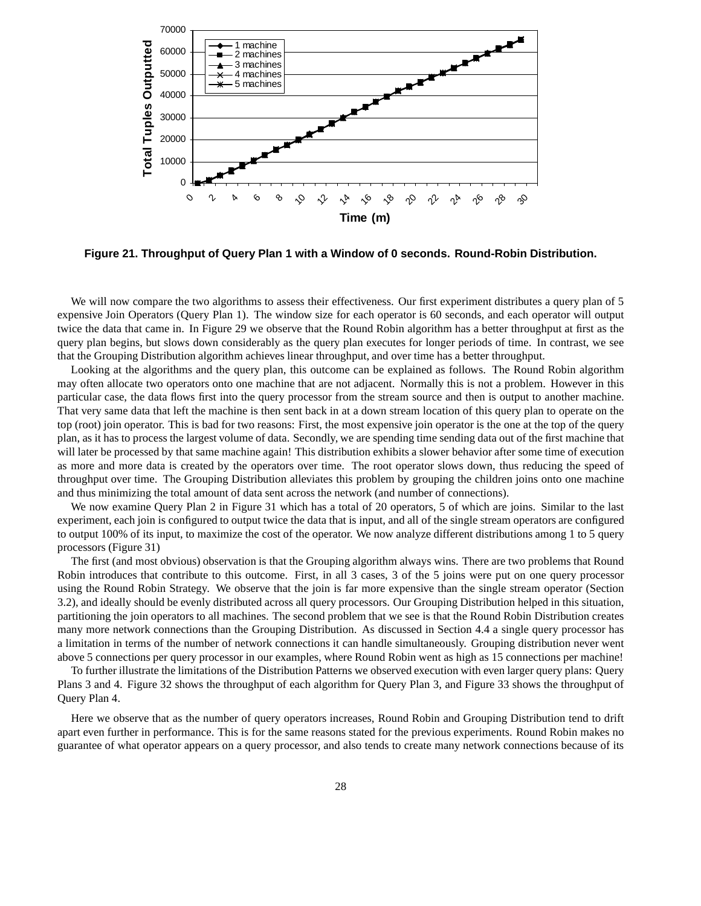Figure 21. Throughput of Query Plan 1 with a Window of 0 seconds. Round-Robin Distribution.

We will now compare the two algorithms to assess their effectiveness. Our first experiment distributes a query plan of 5 expensive Join Operators (Query Plan 1). The window size for each operator is 60 seconds, and each operator will output twice the data that came in. In Figure 29 we observe that the Round Robin algorithm has a better throughput at first as the query plan begins, but slows down considerably as the query plan executes for longer periods of time. In contrast, we see that the Grouping Distribution algorithm achieves linear throughput, and over time has a better throughput.

Looking at the algorithms and the query plan, this outcome can be explained as follows. The Round Robin algorithm may often allocate two operators onto one machine that are not adjacent. Normally this is not a problem. However in this particular case, the data flows first into the query processor from the stream source and then is output to another machine. That very same data that left the machine is then sent back in at a down stream location of this query plan to operate on the top (root) join operator. This is bad for two reasons: First, the most expensive join operator is the one at the top of the query plan, as it has to process the largest volume of data. Secondly, we are spending time sending data out of the first machine that will later be processed by that same machine again! This distribution exhibits a slower behavior after some time of execution as more and more data is created by the operators over time. The root operator slows down, thus reducing the speed of throughput over time. The Grouping Distribution alleviates this problem by grouping the children joins onto one machine and thus minimizing the total amount of data sent across the network (and number of connections).

We now examine Query Plan 2 in Figure 31 which has a total of 20 operators, 5 of which are joins. Similar to the last experiment, each join is configured to output twice the data that is input, and all of the single stream operators are configured to output 100% of its input, to maximize the cost of the operator. We now analyze different distributions among 1 to 5 query processors (Figure 31)

The first (and most obvious) observation is that the Grouping algorithm always wins. There are two problems that Round Robin introduces that contribute to this outcome. First, in all 3 cases, 3 of the 5 joins were put on one query processor using the Round Robin Strategy. We observe that the join is far more expensive than the single stream operator (Section 3.2), and ideally should be evenly distributed across all query processors. Our Grouping Distribution helped in this situation, partitioning the join operators to all machines. The second problem that we see is that the Round Robin Distribution creates many more network connections than the Grouping Distribution. As discussed in Section 4.4 a single query processor has a limitation in terms of the number of network connections it can handle simultaneously. Grouping distribution never went above 5 connections per query processor in our examples, where Round Robin went as high as 15 connections per machine!

To further illustrate the limitations of the Distribution Patterns we observed execution with even larger query plans: Query Plans 3 and 4. Figure 32 shows the throughput of each algorithm for Query Plan 3, and Figure 33 shows the throughput of Query Plan 4.

Here we observe that as the number of query operators increases, Round Robin and Grouping Distribution tend to drift apart even further in performance. This is for the same reasons stated for the previous experiments. Round Robin makes no guarantee of what operator appears on a query processor, and also tends to create many network connections because of its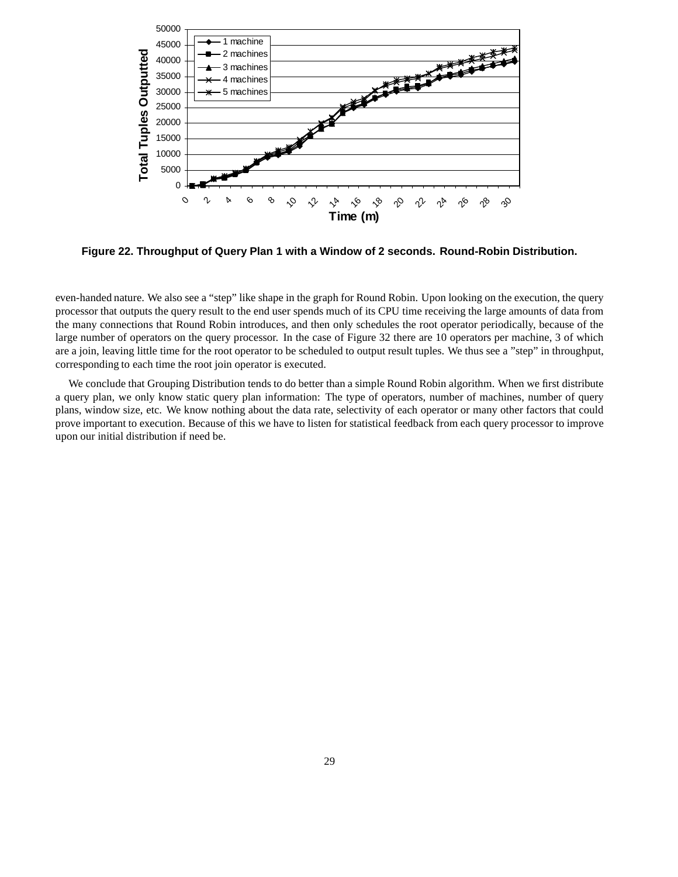Figure 22. Throughput of Query Plan 1 with a Window of 2 seconds. Round-Robin Distribution.

even-handed nature. We also see a "step" like shape in the graph for Round Robin. Upon looking on the execution, the query processor that outputs the query result to the end user spends much of its CPU time receiving the large amounts of data from the many connections that Round Robin introduces, and then only schedules the root operator periodically, because of the large number of operators on the query processor. In the case of Figure 32 there are 10 operators per machine, 3 of which are a join, leaving little time for the root operator to be scheduled to output result tuples. We thus see a "step" in throughput, corresponding to each time the root join operator is executed.

We conclude that Grouping Distribution tends to do better than a simple Round Robin algorithm. When we first distribute a query plan, we only know static query plan information: The type of operators, number of machines, number of query plans, window size, etc. We know nothing about the data rate, selectivity of each operator or many other factors that could prove important to execution. Because of this we have to listen for statistical feedback from each query processor to improve upon our initial distribution if need be.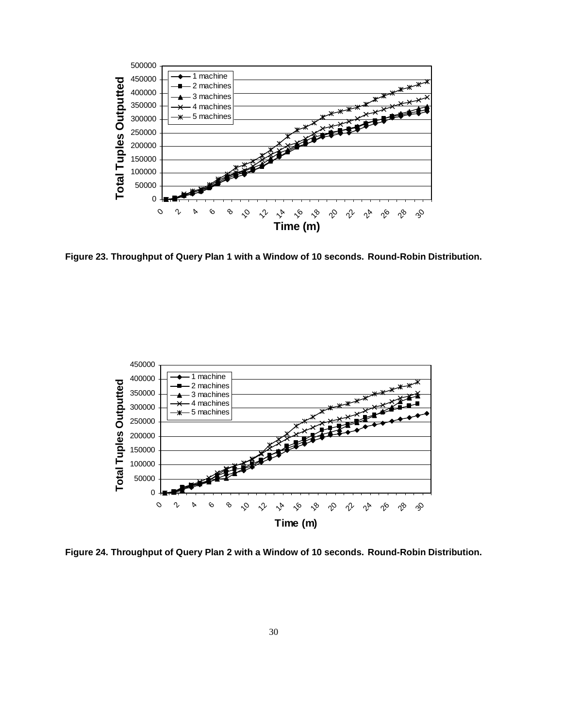Figure 23. Throughput of Query Plan 1 with a Window of 10 seconds. Round-Robin Distribution.

Figure 24. Throughput of Query Plan 2 with a Window of 10 seconds. Round-Robin Distribution.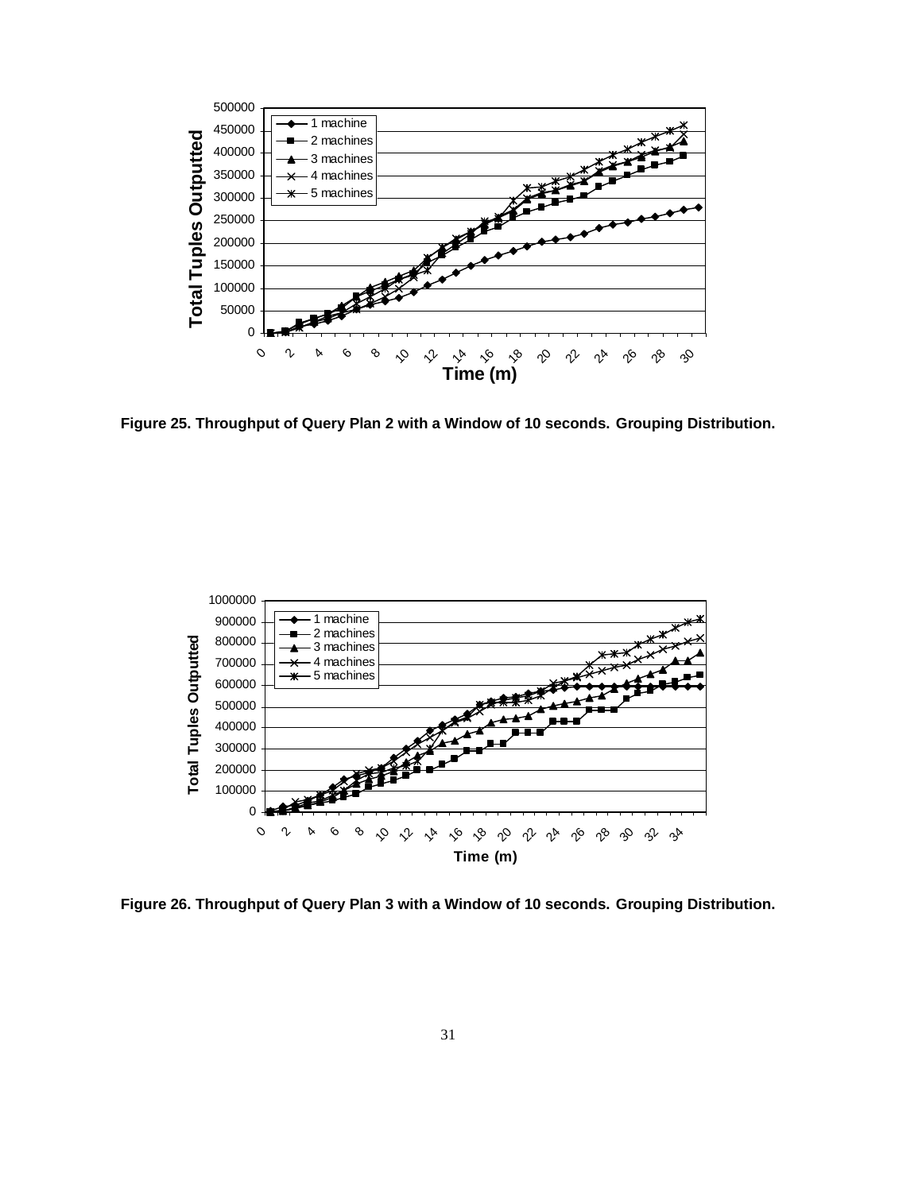**Figure 25. Throughput of Query Plan 2 with a Window of 10 seconds. Grouping Distribution.**

**Figure 26. Throughput of Query Plan 3 with a Window of 10 seconds. Grouping Distribution.**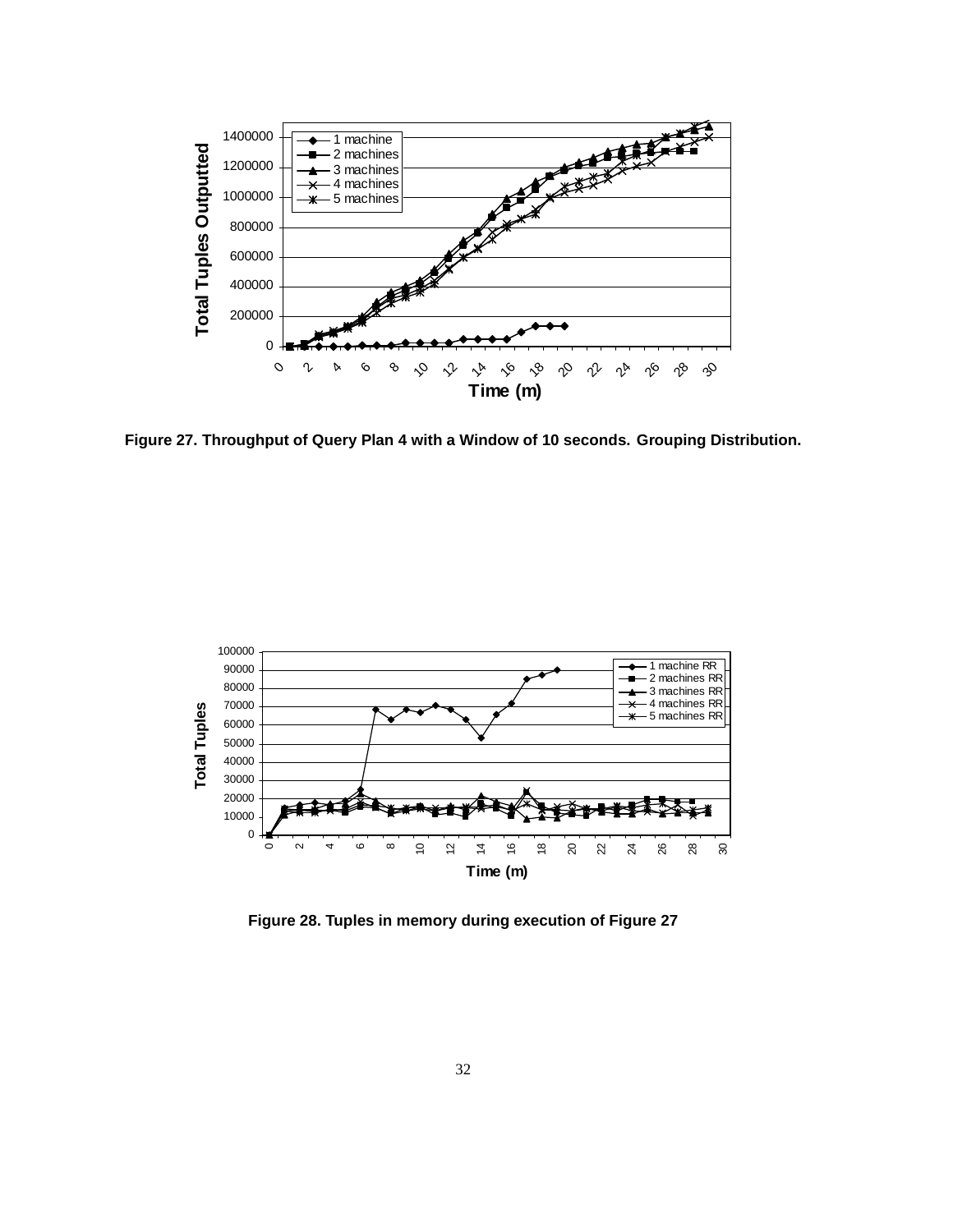Figure 27. Throughput of Query Plan 4 with a Window of 10 seconds. Grouping Distribution.

Figure 28. Tuples in memory during execution of Figure 27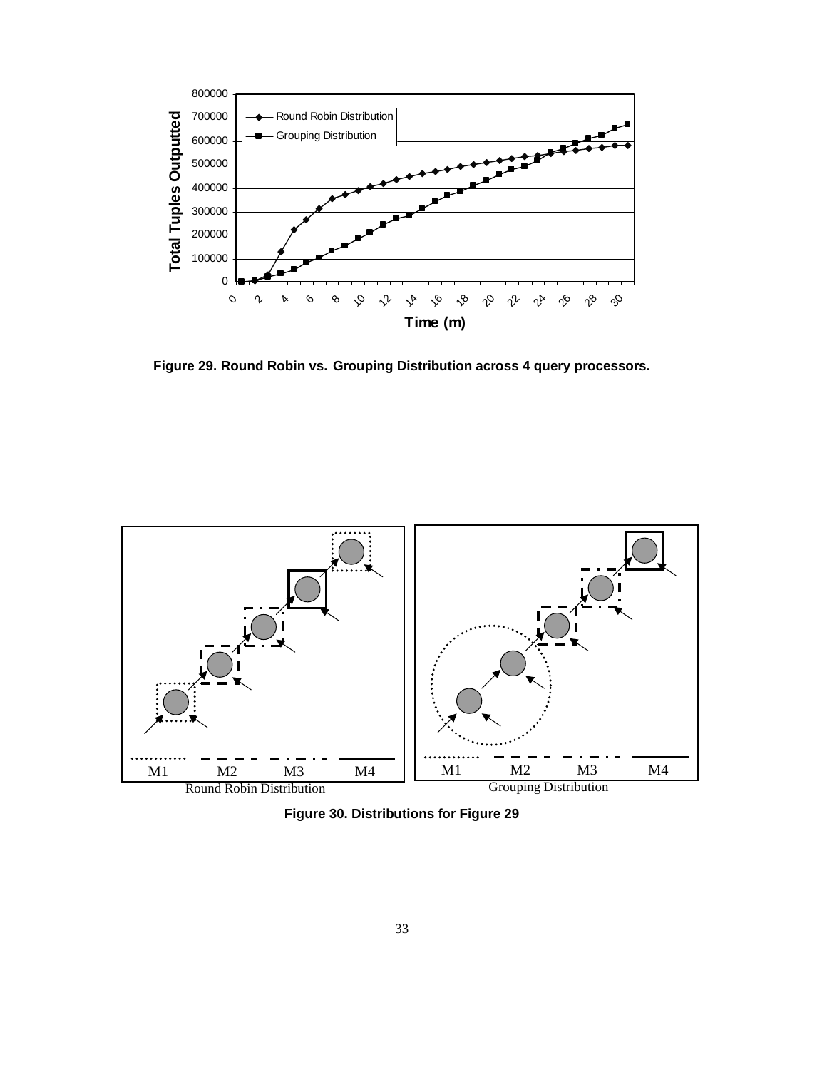Figure 29. Round Robin vs. Grouping Distribution across 4 query processors.

Figure 30. Distributions for Figure 29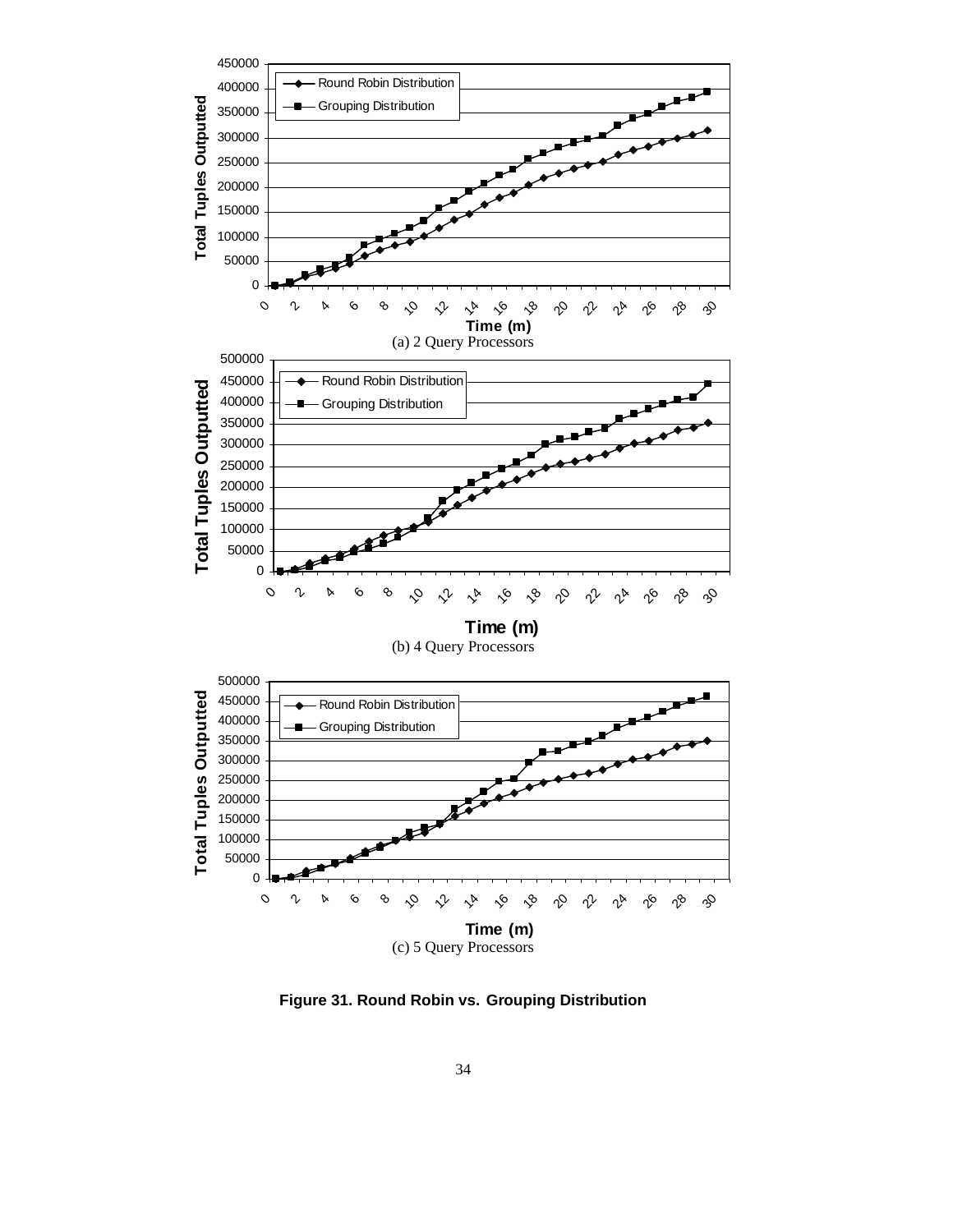(a) 2 Query Processors

(b) 4 Query Processors

(c) 5 Query Processors

**Figure 31. Round Robin vs. Grouping Distribution**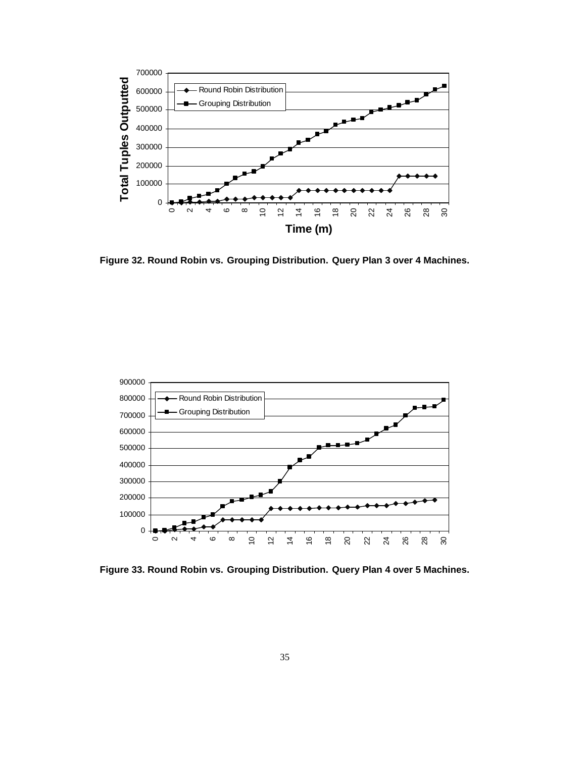Figure 32. Round Robin vs. Grouping Distribution. Query Plan 3 over 4 Machines.

Figure 33. Round Robin vs. Grouping Distribution. Query Plan 4 over 5 Machines.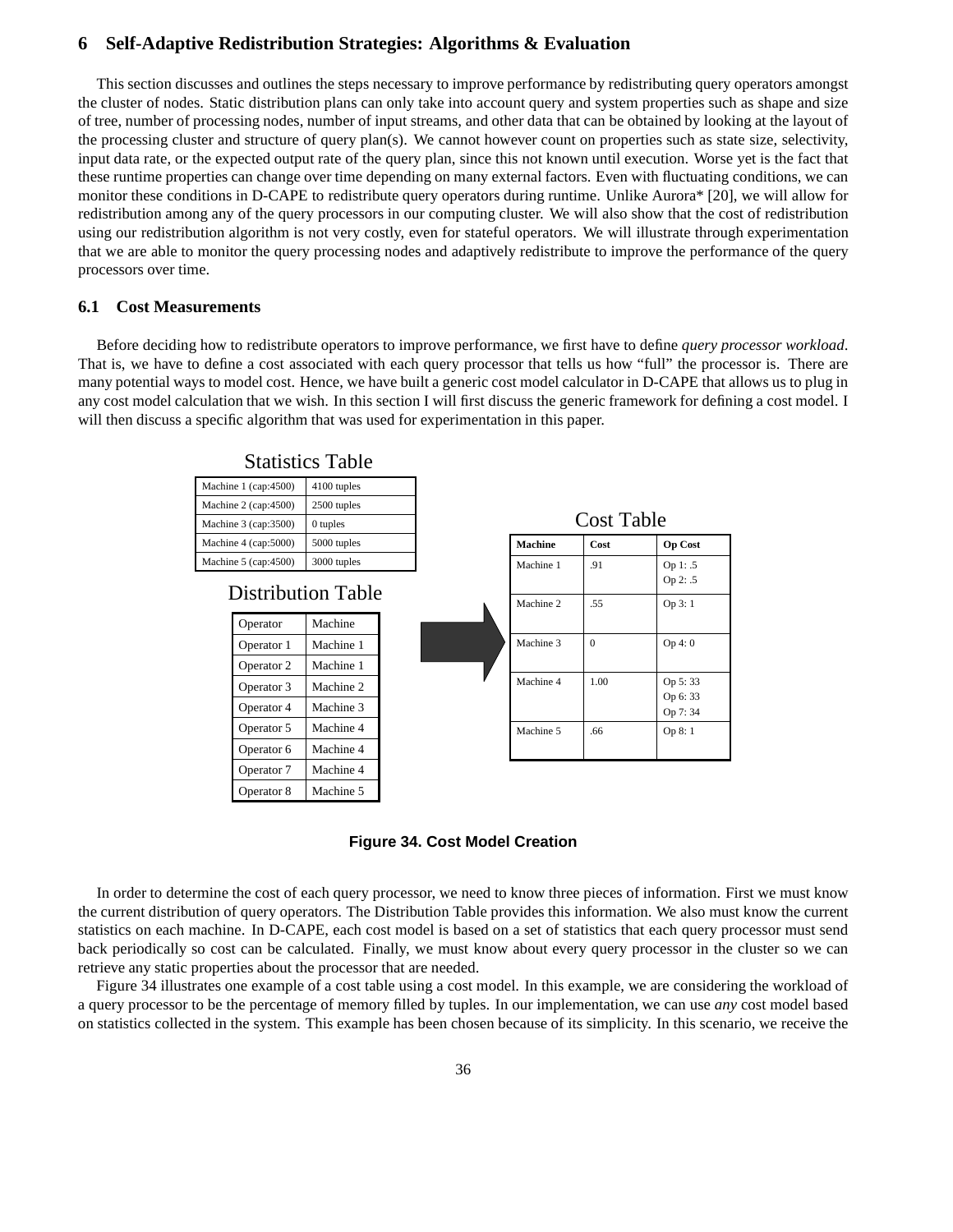## 6 Self-Adaptive Redistribution Strategies: Algorithms & Evaluation

This section discusses and outlines the steps necessary to improve performance by redistributing query operators amongst the cluster of nodes. Static distribution plans can only take into account query and system properties such as shape and size of tree, number of processing nodes, number of input streams, and other data that can be obtained by looking at the layout of the processing cluster and structure of query plan(s). We cannot however count on properties such as state size, selectivity, input data rate, or the expected output rate of the query plan, since this not known until execution. Worse yet is the fact that these runtime properties can change over time depending on many external factors. Even with fluctuating conditions, we can monitor these conditions in D-CAPE to redistribute query operators during runtime. Unlike Aurora* [20], we will allow for redistribution among any of the query processors in our computing cluster. We will also show that the cost of redistribution using our redistribution algorithm is not very costly, even for stateful operators. We will illustrate through experimentation that we are able to monitor the query processing nodes and adaptively redistribute to improve the performance of the query processors over time.

### 6.1 Cost Measurements

Before deciding how to redistribute operators to improve performance, we first have to define *query processor workload*. That is, we have to define a cost associated with each query processor that tells us how "full" the processor is. There are many potential ways to model cost. Hence, we have built a generic cost model calculator in D-CAPE that allows us to plug in any cost model calculation that we wish. In this section I will first discuss the generic framework for defining a cost model. I will then discuss a specific algorithm that was used for experimentation in this paper.

Statistics Table

| Machine | Statistics |
|---|---|
| Machine 1 (cap:4500) | 4100 tuples |
| Machine 2 (cap:4500) | 2500 tuples |
| Machine 3 (cap:3500) | 0 tuples |
| Machine 4 (cap:5000) | 5000 tuples |
| Machine 5 (cap:4500) | 3000 tuples |

Distribution Table

| Operator | Machine |
|---|---|
| Operator 1 | Machine 1 |
| Operator 2 | Machine 1 |
| Operator 3 | Machine 2 |
| Operator 4 | Machine 3 |
| Operator 5 | Machine 4 |
| Operator 6 | Machine 4 |
| Operator 7 | Machine 4 |
| Operator 8 | Machine 5 |

Cost Table

| Machine | Cost | Op Cost |
|---|---|---|
| Machine 1 | .91 | Op 1: .5<br>Op 2: .5 |
| Machine 2 | .55 | Op 3: 1 |
| Machine 3 | 0 | Op 4: 0 |
| Machine 4 | 1.00 | Op 5: 33<br>Op 6: 33<br>Op 7: 34 |
| Machine 5 | .66 | Op 8: 1 |

**Figure 34. Cost Model Creation**

In order to determine the cost of each query processor, we need to know three pieces of information. First we must know the current distribution of query operators. The Distribution Table provides this information. We also must know the current statistics on each machine. In D-CAPE, each cost model is based on a set of statistics that each query processor must send back periodically so cost can be calculated. Finally, we must know about every query processor in the cluster so we can retrieve any static properties about the processor that are needed.

Figure 34 illustrates one example of a cost table using a cost model. In this example, we are considering the workload of a query processor to be the percentage of memory filled by tuples. In our implementation, we can use *any* cost model based on statistics collected in the system. This example has been chosen because of its simplicity. In this scenario, we receive the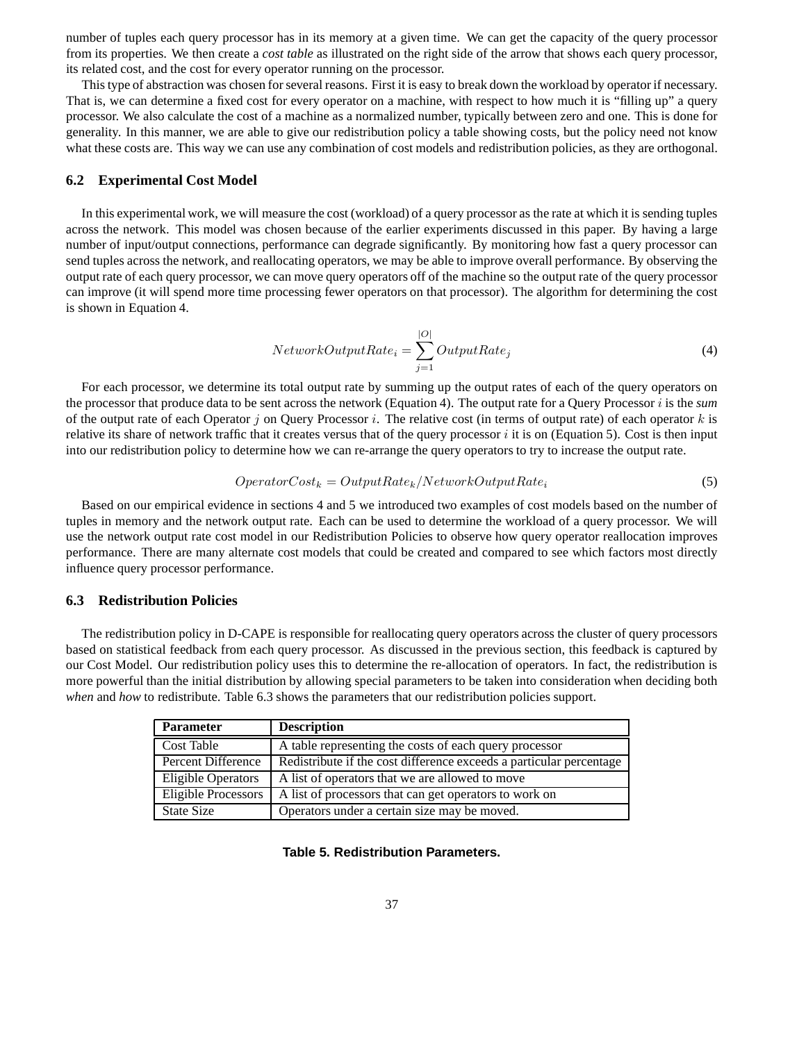number of tuples each query processor has in its memory at a given time. We can get the capacity of the query processor from its properties. We then create a *cost table* as illustrated on the right side of the arrow that shows each query processor, its related cost, and the cost for every operator running on the processor.

This type of abstraction was chosen for several reasons. First it is easy to break down the workload by operator if necessary. That is, we can determine a fixed cost for every operator on a machine, with respect to how much it is "filling up" a query processor. We also calculate the cost of a machine as a normalized number, typically between zero and one. This is done for generality. In this manner, we are able to give our redistribution policy a table showing costs, but the policy need not know what these costs are. This way we can use any combination of cost models and redistribution policies, as they are orthogonal.

### 6.2 Experimental Cost Model

In this experimental work, we will measure the cost (workload) of a query processor as the rate at which it is sending tuples across the network. This model was chosen because of the earlier experiments discussed in this paper. By having a large number of input/output connections, performance can degrade significantly. By monitoring how fast a query processor can send tuples across the network, and reallocating operators, we may be able to improve overall performance. By observing the output rate of each query processor, we can move query operators off of the machine so the output rate of the query processor can improve (it will spend more time processing fewer operators on that processor). The algorithm for determining the cost is shown in Equation 4.

$$NetworkOutputRate_i = \sum_{j=1}^{|O|} OutputRate_j \tag{4}$$

For each processor, we determine its total output rate by summing up the output rates of each of the query operators on the processor that produce data to be sent across the network (Equation 4). The output rate for a Query Processor $i$ is the ***sum*** of the output rate of each Operator $j$ on Query Processor $i$. The relative cost (in terms of output rate) of each operator $k$ is relative its share of network traffic that it creates versus that of the query processor $i$ it is on (Equation 5). Cost is then input into our redistribution policy to determine how we can re-arrange the query operators to try to increase the output rate.

$$OperatorCost_k = OutputRate_k / NetworkOutputRate_i \tag{5}$$

Based on our empirical evidence in sections 4 and 5 we introduced two examples of cost models based on the number of tuples in memory and the network output rate. Each can be used to determine the workload of a query processor. We will use the network output rate cost model in our Redistribution Policies to observe how query operator reallocation improves performance. There are many alternate cost models that could be created and compared to see which factors most directly influence query processor performance.

### 6.3 Redistribution Policies

The redistribution policy in D-CAPE is responsible for reallocating query operators across the cluster of query processors based on statistical feedback from each query processor. As discussed in the previous section, this feedback is captured by our Cost Model. Our redistribution policy uses this to determine the re-allocation of operators. In fact, the redistribution is more powerful than the initial distribution by allowing special parameters to be taken into consideration when deciding both *when* and *how* to redistribute. Table 6.3 shows the parameters that our redistribution policies support.

| Parameter | Description |
|---|---|
| Cost Table | A table representing the costs of each query processor |
| Percent Difference | Redistribute if the cost difference exceeds a particular percentage |
| Eligible Operators | A list of operators that we are allowed to move |
| Eligible Processors | A list of processors that can get operators to work on |
| State Size | Operators under a certain size may be moved. |

**Table 5. Redistribution Parameters.**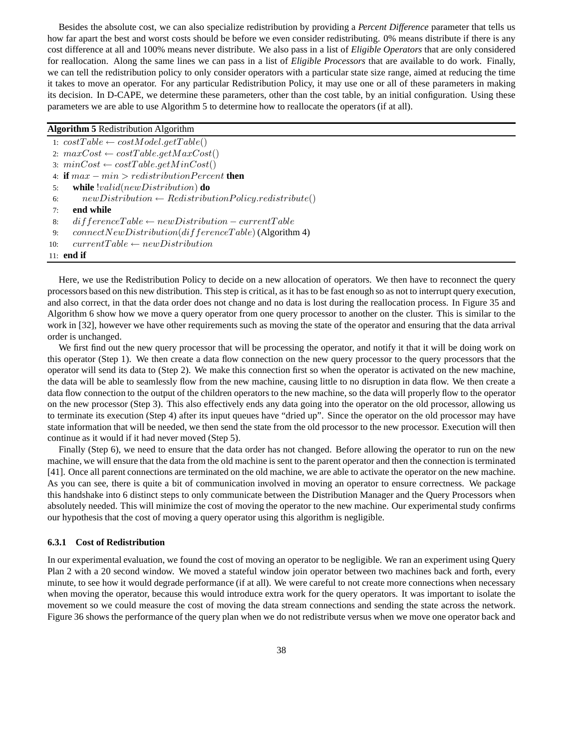Besides the absolute cost, we can also specialize redistribution by providing a *Percent Difference* parameter that tells us how far apart the best and worst costs should be before we even consider redistributing. 0% means distribute if there is any cost difference at all and 100% means never distribute. We also pass in a list of *Eligible Operators* that are only considered for reallocation. Along the same lines we can pass in a list of *Eligible Processors* that are available to do work. Finally, we can tell the redistribution policy to only consider operators with a particular state size range, aimed at reducing the time it takes to move an operator. For any particular Redistribution Policy, it may use one or all of these parameters in making its decision. In D-CAPE, we determine these parameters, other than the cost table, by an initial configuration. Using these parameters we are able to use Algorithm 5 to determine how to reallocate the operators (if at all).

**Algorithm 5** Redistribution Algorithm

1: $costTable \leftarrow costModel.getTable()$
2: $maxCost \leftarrow costTable.getMaxCost()$
3: $minCost \leftarrow costTable.getMinCost()$
4: **if** $max - min > redistributionPercent$ **then**
5: &nbsp;&nbsp;&nbsp;&nbsp;**while** $!valid(newDistribution)$ **do**
6: &nbsp;&nbsp;&nbsp;&nbsp;&nbsp;&nbsp;&nbsp;&nbsp;$newDistribution \leftarrow RedistributionPolicy.redistribute()$
7: &nbsp;&nbsp;&nbsp;&nbsp;**end while**
8: &nbsp;&nbsp;&nbsp;&nbsp;$differenceTable \leftarrow newDistribution - currentTable$
9: &nbsp;&nbsp;&nbsp;&nbsp;$connectNewDistribution(differenceTable)$ (Algorithm 4)
10: &nbsp;&nbsp;&nbsp;&nbsp;$currentTable \leftarrow newDistribution$
11: **end if**

Here, we use the Redistribution Policy to decide on a new allocation of operators. We then have to reconnect the query processors based on this new distribution. This step is critical, as it has to be fast enough so as not to interrupt query execution, and also correct, in that the data order does not change and no data is lost during the reallocation process. In Figure 35 and Algorithm 6 show how we move a query operator from one query processor to another on the cluster. This is similar to the work in [32], however we have other requirements such as moving the state of the operator and ensuring that the data arrival order is unchanged.

We first find out the new query processor that will be processing the operator, and notify it that it will be doing work on this operator (Step 1). We then create a data flow connection on the new query processor to the query processors that the operator will send its data to (Step 2). We make this connection first so when the operator is activated on the new machine, the data will be able to seamlessly flow from the new machine, causing little to no disruption in data flow. We then create a data flow connection to the output of the children operators to the new machine, so the data will properly flow to the operator on the new processor (Step 3). This also effectively ends any data going into the operator on the old processor, allowing us to terminate its execution (Step 4) after its input queues have "dried up". Since the operator on the old processor may have state information that will be needed, we then send the state from the old processor to the new processor. Execution will then continue as it would if it had never moved (Step 5).

Finally (Step 6), we need to ensure that the data order has not changed. Before allowing the operator to run on the new machine, we will ensure that the data from the old machine is sent to the parent operator and then the connection is terminated [41]. Once all parent connections are terminated on the old machine, we are able to activate the operator on the new machine. As you can see, there is quite a bit of communication involved in moving an operator to ensure correctness. We package this handshake into 6 distinct steps to only communicate between the Distribution Manager and the Query Processors when absolutely needed. This will minimize the cost of moving the operator to the new machine. Our experimental study confirms our hypothesis that the cost of moving a query operator using this algorithm is negligible.

### 6.3.1 Cost of Redistribution

In our experimental evaluation, we found the cost of moving an operator to be negligible. We ran an experiment using Query Plan 2 with a 20 second window. We moved a stateful window join operator between two machines back and forth, every minute, to see how it would degrade performance (if at all). We were careful to not create more connections when necessary when moving the operator, because this would introduce extra work for the query operators. It was important to isolate the movement so we could measure the cost of moving the data stream connections and sending the state across the network. Figure 36 shows the performance of the query plan when we do not redistribute versus when we move one operator back and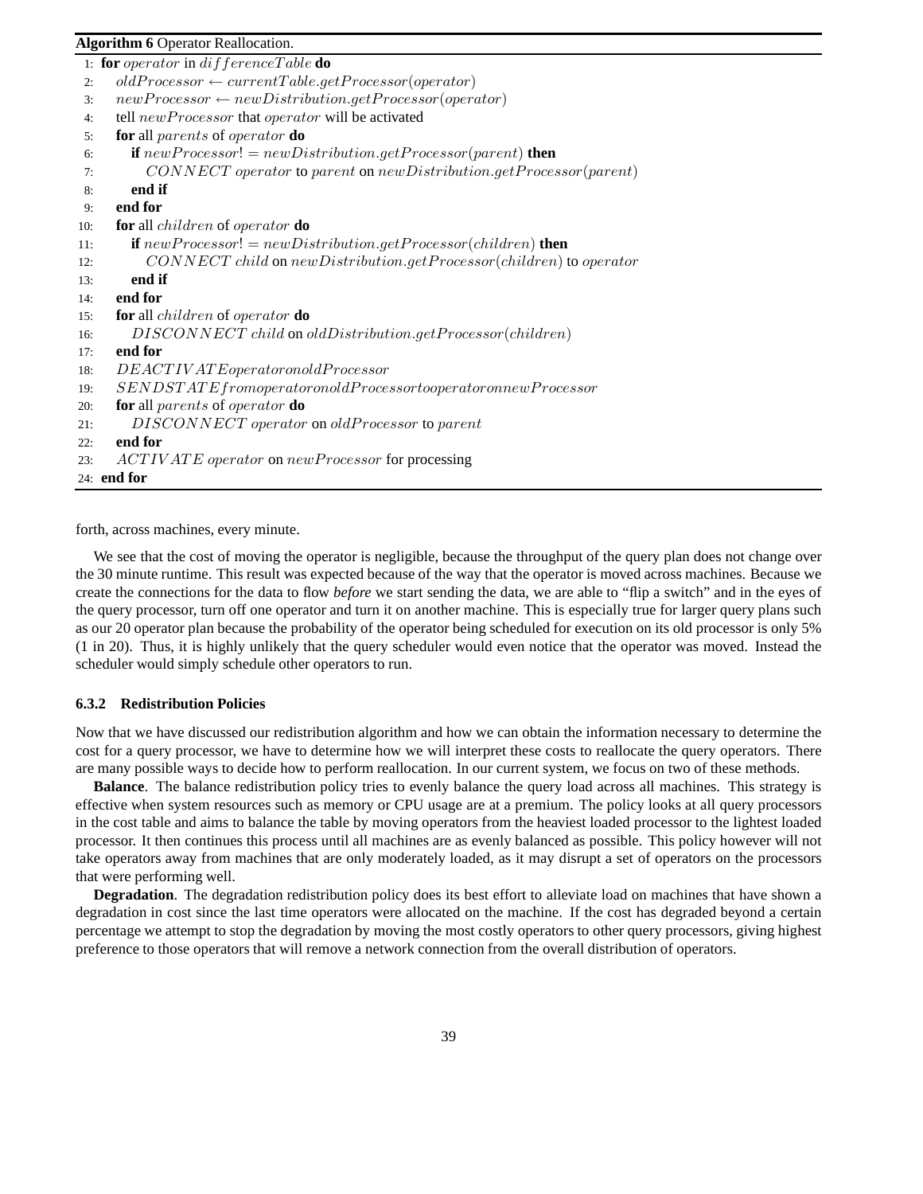**Algorithm 6** Operator Reallocation.

```
1:  for operator in differenceTable do
2:      oldProcessor ← currentTable.getProcessor(operator)
3:      newProcessor ← newDistribution.getProcessor(operator)
4:      tell newProcessor that operator will be activated
5:      for all parents of operator do
6:          if newProcessor! = newDistribution.getProcessor(parent) then
7:              CONNECT operator to parent on newDistribution.getProcessor(parent)
8:          end if
9:      end for
10:     for all children of operator do
11:         if newProcessor! = newDistribution.getProcessor(children) then
12:             CONNECT child on newDistribution.getProcessor(children) to operator
13:         end if
14:     end for
15:     for all children of operator do
16:         DISCONNECT child on oldDistribution.getProcessor(children)
17:     end for
18:     DEACTIVATEoperatoronoldProcessor
19:     SENDSTATEfromoperatoronoldProcessortooperatoronnewProcessor
20:     for all parents of operator do
21:         DISCONNECT operator on oldProcessor to parent
22:     end for
23:     ACTIVATE operator on newProcessor for processing
24: end for
```

forth, across machines, every minute.

We see that the cost of moving the operator is negligible, because the throughput of the query plan does not change over the 30 minute runtime. This result was expected because of the way that the operator is moved across machines. Because we create the connections for the data to flow *before* we start sending the data, we are able to "flip a switch" and in the eyes of the query processor, turn off one operator and turn it on another machine. This is especially true for larger query plans such as our 20 operator plan because the probability of the operator being scheduled for execution on its old processor is only 5% (1 in 20). Thus, it is highly unlikely that the query scheduler would even notice that the operator was moved. Instead the scheduler would simply schedule other operators to run.

### 6.3.2 Redistribution Policies

Now that we have discussed our redistribution algorithm and how we can obtain the information necessary to determine the cost for a query processor, we have to determine how we will interpret these costs to reallocate the query operators. There are many possible ways to decide how to perform reallocation. In our current system, we focus on two of these methods.

**Balance**. The balance redistribution policy tries to evenly balance the query load across all machines. This strategy is effective when system resources such as memory or CPU usage are at a premium. The policy looks at all query processors in the cost table and aims to balance the table by moving operators from the heaviest loaded processor to the lightest loaded processor. It then continues this process until all machines are as evenly balanced as possible. This policy however will not take operators away from machines that are only moderately loaded, as it may disrupt a set of operators on the processors that were performing well.

**Degradation**. The degradation redistribution policy does its best effort to alleviate load on machines that have shown a degradation in cost since the last time operators were allocated on the machine. If the cost has degraded beyond a certain percentage we attempt to stop the degradation by moving the most costly operators to other query processors, giving highest preference to those operators that will remove a network connection from the overall distribution of operators.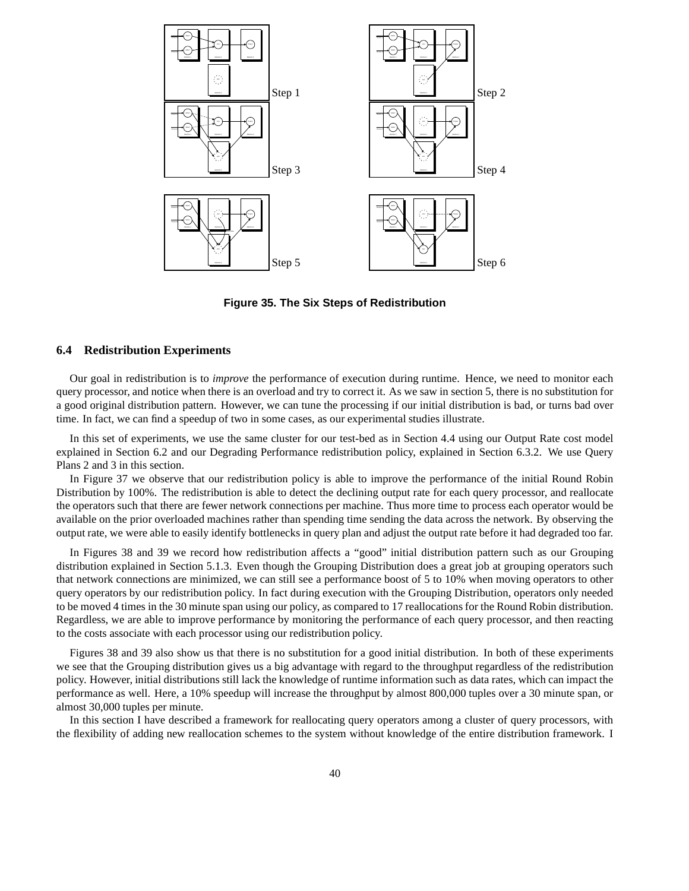Step 1

Step 2

Step 3

Step 4

Step 5

Step 6

**Figure 35. The Six Steps of Redistribution**

### 6.4 Redistribution Experiments

Our goal in redistribution is to *improve* the performance of execution during runtime. Hence, we need to monitor each query processor, and notice when there is an overload and try to correct it. As we saw in section 5, there is no substitution for a good original distribution pattern. However, we can tune the processing if our initial distribution is bad, or turns bad over time. In fact, we can find a speedup of two in some cases, as our experimental studies illustrate.

In this set of experiments, we use the same cluster for our test-bed as in Section 4.4 using our Output Rate cost model explained in Section 6.2 and our Degrading Performance redistribution policy, explained in Section 6.3.2. We use Query Plans 2 and 3 in this section.

In Figure 37 we observe that our redistribution policy is able to improve the performance of the initial Round Robin Distribution by 100%. The redistribution is able to detect the declining output rate for each query processor, and reallocate the operators such that there are fewer network connections per machine. Thus more time to process each operator would be available on the prior overloaded machines rather than spending time sending the data across the network. By observing the output rate, we were able to easily identify bottlenecks in query plan and adjust the output rate before it had degraded too far.

In Figures 38 and 39 we record how redistribution affects a "good" initial distribution pattern such as our Grouping distribution explained in Section 5.1.3. Even though the Grouping Distribution does a great job at grouping operators such that network connections are minimized, we can still see a performance boost of 5 to 10% when moving operators to other query operators by our redistribution policy. In fact during execution with the Grouping Distribution, operators only needed to be moved 4 times in the 30 minute span using our policy, as compared to 17 reallocations for the Round Robin distribution. Regardless, we are able to improve performance by monitoring the performance of each query processor, and then reacting to the costs associate with each processor using our redistribution policy.

Figures 38 and 39 also show us that there is no substitution for a good initial distribution. In both of these experiments we see that the Grouping distribution gives us a big advantage with regard to the throughput regardless of the redistribution policy. However, initial distributions still lack the knowledge of runtime information such as data rates, which can impact the performance as well. Here, a 10% speedup will increase the throughput by almost 800,000 tuples over a 30 minute span, or almost 30,000 tuples per minute.

In this section I have described a framework for reallocating query operators among a cluster of query processors, with the flexibility of adding new reallocation schemes to the system without knowledge of the entire distribution framework. I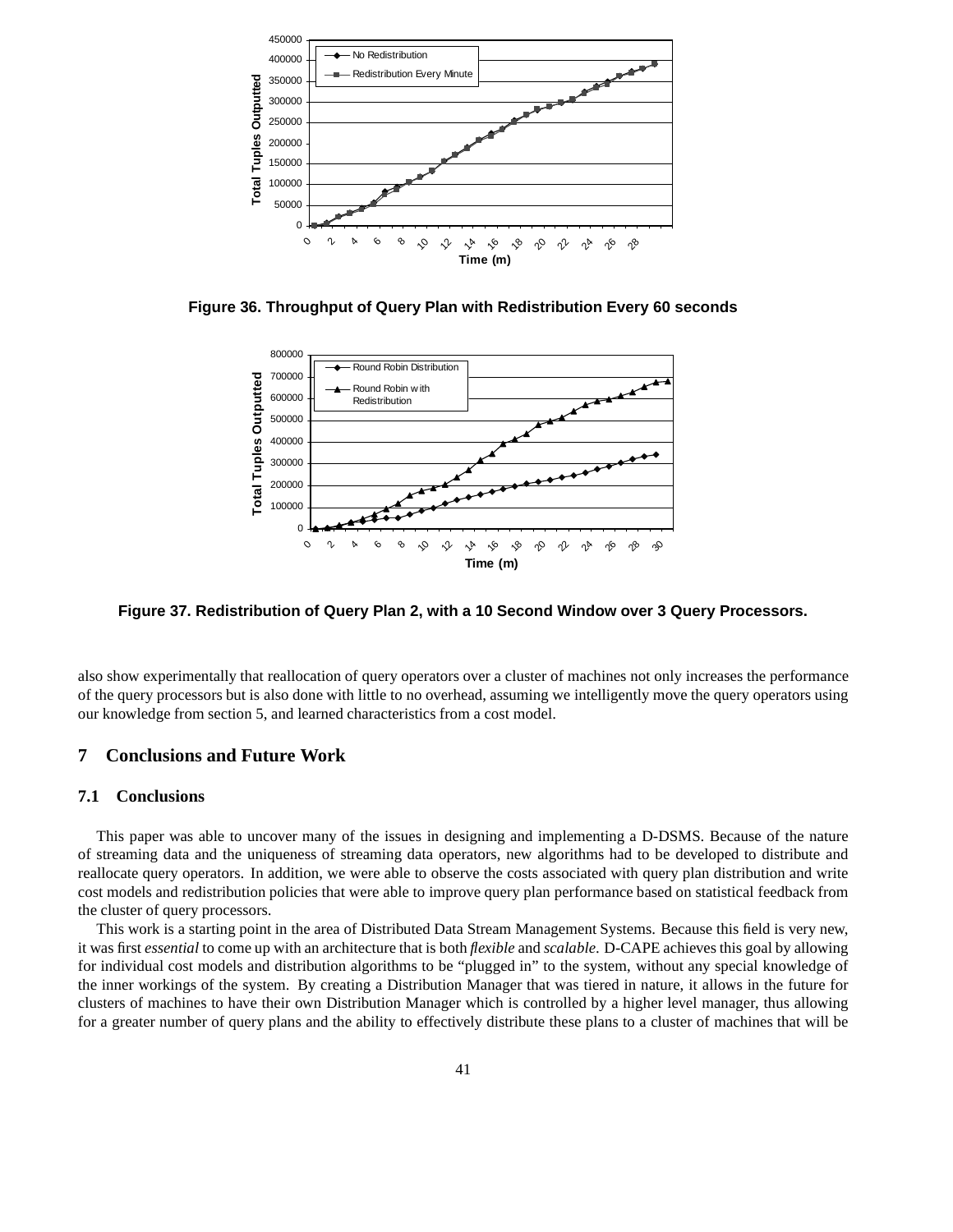Figure 36. Throughput of Query Plan with Redistribution Every 60 seconds

Figure 37. Redistribution of Query Plan 2, with a 10 Second Window over 3 Query Processors.

also show experimentally that reallocation of query operators over a cluster of machines not only increases the performance of the query processors but is also done with little to no overhead, assuming we intelligently move the query operators using our knowledge from section 5, and learned characteristics from a cost model.

# 7 Conclusions and Future Work

## 7.1 Conclusions

This paper was able to uncover many of the issues in designing and implementing a D-DSMS. Because of the nature of streaming data and the uniqueness of streaming data operators, new algorithms had to be developed to distribute and reallocate query operators. In addition, we were able to observe the costs associated with query plan distribution and write cost models and redistribution policies that were able to improve query plan performance based on statistical feedback from the cluster of query processors.

This work is a starting point in the area of Distributed Data Stream Management Systems. Because this field is very new, it was first *essential* to come up with an architecture that is both *flexible* and *scalable*. D-CAPE achieves this goal by allowing for individual cost models and distribution algorithms to be "plugged in" to the system, without any special knowledge of the inner workings of the system. By creating a Distribution Manager that was tiered in nature, it allows in the future for clusters of machines to have their own Distribution Manager which is controlled by a higher level manager, thus allowing for a greater number of query plans and the ability to effectively distribute these plans to a cluster of machines that will be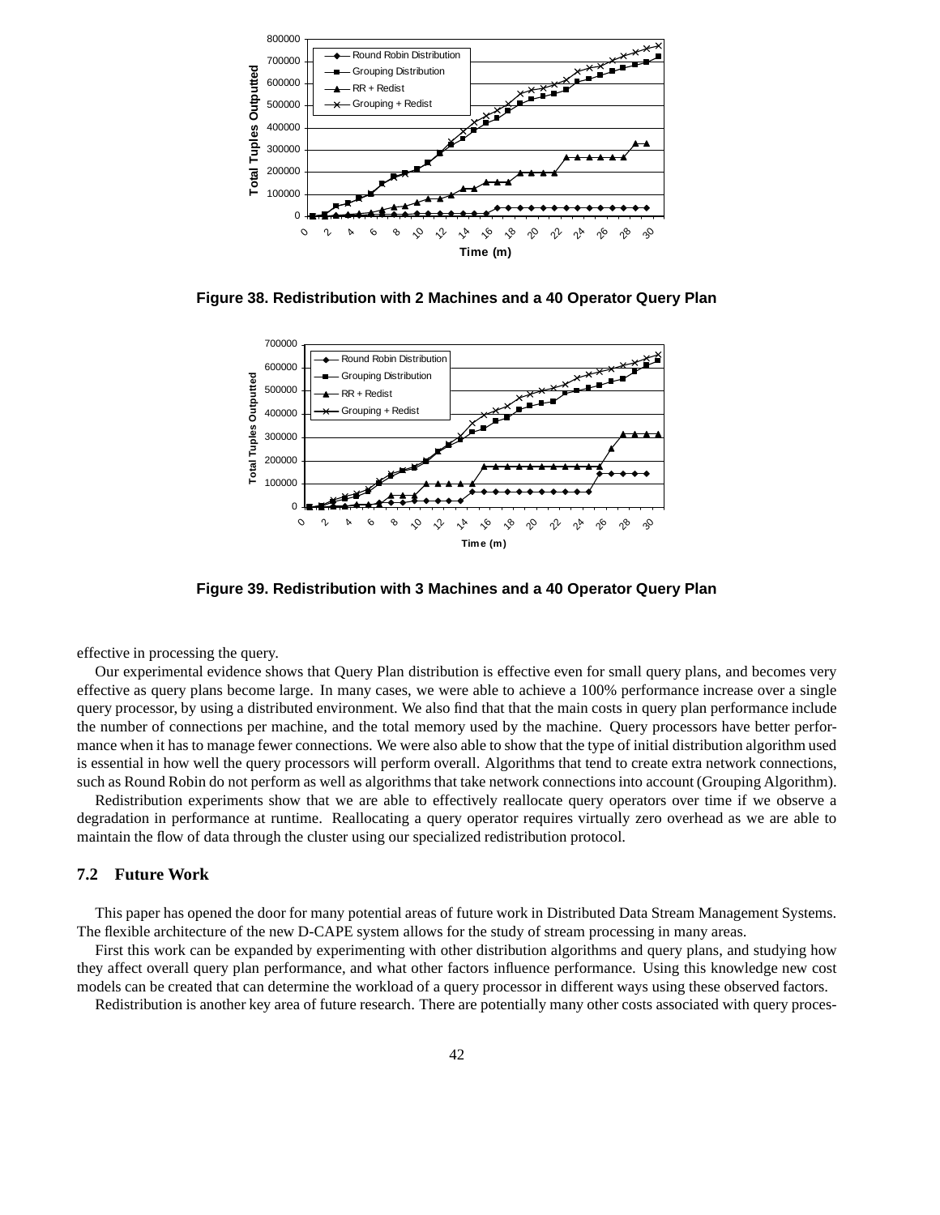**Figure 38. Redistribution with 2 Machines and a 40 Operator Query Plan**

**Figure 39. Redistribution with 3 Machines and a 40 Operator Query Plan**

effective in processing the query.

Our experimental evidence shows that Query Plan distribution is effective even for small query plans, and becomes very effective as query plans become large. In many cases, we were able to achieve a 100% performance increase over a single query processor, by using a distributed environment. We also find that that the main costs in query plan performance include the number of connections per machine, and the total memory used by the machine. Query processors have better performance when it has to manage fewer connections. We were also able to show that the type of initial distribution algorithm used is essential in how well the query processors will perform overall. Algorithms that tend to create extra network connections, such as Round Robin do not perform as well as algorithms that take network connections into account (Grouping Algorithm).

Redistribution experiments show that we are able to effectively reallocate query operators over time if we observe a degradation in performance at runtime. Reallocating a query operator requires virtually zero overhead as we are able to maintain the flow of data through the cluster using our specialized redistribution protocol.

### 7.2 Future Work

This paper has opened the door for many potential areas of future work in Distributed Data Stream Management Systems. The flexible architecture of the new D-CAPE system allows for the study of stream processing in many areas.

First this work can be expanded by experimenting with other distribution algorithms and query plans, and studying how they affect overall query plan performance, and what other factors influence performance. Using this knowledge new cost models can be created that can determine the workload of a query processor in different ways using these observed factors.

Redistribution is another key area of future research. There are potentially many other costs associated with query proces-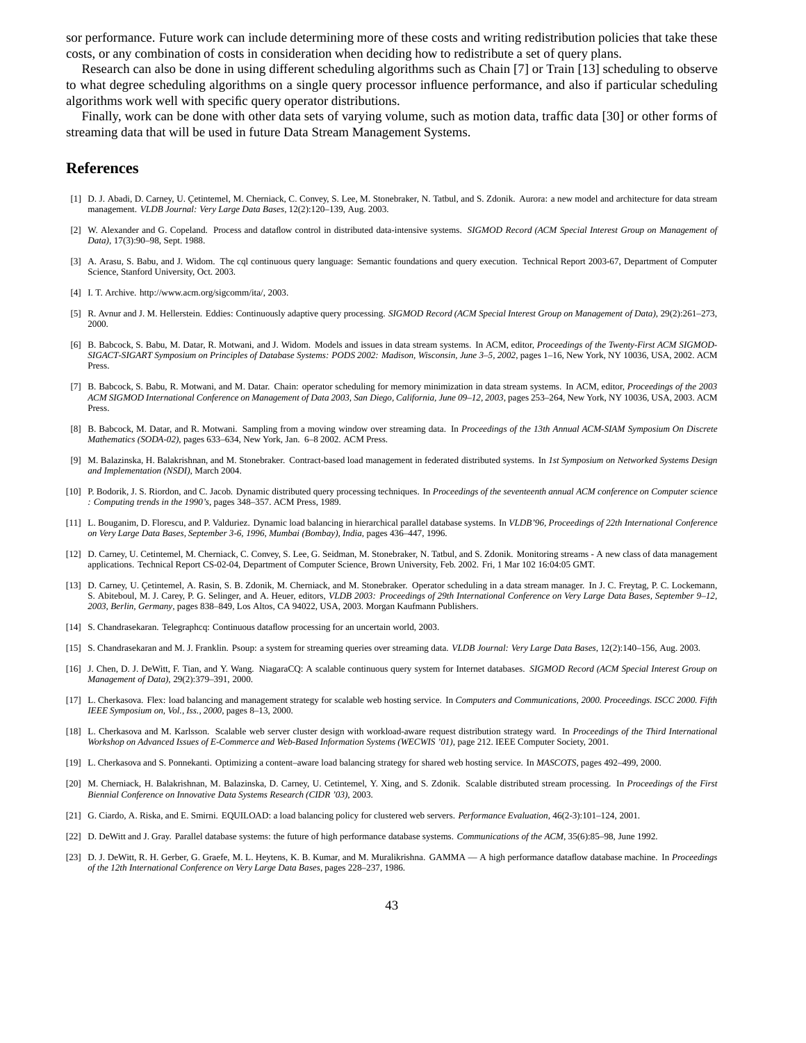sor performance. Future work can include determining more of these costs and writing redistribution policies that take these costs, or any combination of costs in consideration when deciding how to redistribute a set of query plans.

Research can also be done in using different scheduling algorithms such as Chain [7] or Train [13] scheduling to observe to what degree scheduling algorithms on a single query processor influence performance, and also if particular scheduling algorithms work well with specific query operator distributions.

Finally, work can be done with other data sets of varying volume, such as motion data, traffic data [30] or other forms of streaming data that will be used in future Data Stream Management Systems.

## References

[1] D. J. Abadi, D. Carney, U. Çetintemel, M. Cherniack, C. Convey, S. Lee, M. Stonebraker, N. Tatbul, and S. Zdonik. Aurora: a new model and architecture for data stream management. *VLDB Journal: Very Large Data Bases*, 12(2):120–139, Aug. 2003.

[2] W. Alexander and G. Copeland. Process and dataflow control in distributed data-intensive systems. *SIGMOD Record (ACM Special Interest Group on Management of Data)*, 17(3):90–98, Sept. 1988.

[3] A. Arasu, S. Babu, and J. Widom. The cql continuous query language: Semantic foundations and query execution. Technical Report 2003-67, Department of Computer Science, Stanford University, Oct. 2003.

[4] I. T. Archive. http://www.acm.org/sigcomm/ita/, 2003.

[5] R. Avnur and J. M. Hellerstein. Eddies: Continuously adaptive query processing. *SIGMOD Record (ACM Special Interest Group on Management of Data)*, 29(2):261–273, 2000.

[6] B. Babcock, S. Babu, M. Datar, R. Motwani, and J. Widom. Models and issues in data stream systems. In ACM, editor, *Proceedings of the Twenty-First ACM SIGMOD-SIGACT-SIGART Symposium on Principles of Database Systems: PODS 2002: Madison, Wisconsin, June 3–5, 2002*, pages 1–16, New York, NY 10036, USA, 2002. ACM Press.

[7] B. Babcock, S. Babu, R. Motwani, and M. Datar. Chain: operator scheduling for memory minimization in data stream systems. In ACM, editor, *Proceedings of the 2003 ACM SIGMOD International Conference on Management of Data 2003, San Diego, California, June 09–12, 2003*, pages 253–264, New York, NY 10036, USA, 2003. ACM Press.

[8] B. Babcock, M. Datar, and R. Motwani. Sampling from a moving window over streaming data. In *Proceedings of the 13th Annual ACM-SIAM Symposium On Discrete Mathematics (SODA-02)*, pages 633–634, New York, Jan. 6–8 2002. ACM Press.

[9] M. Balazinska, H. Balakrishnan, and M. Stonebraker. Contract-based load management in federated distributed systems. In *1st Symposium on Networked Systems Design and Implementation (NSDI)*, March 2004.

[10] P. Bodorik, J. S. Riordon, and C. Jacob. Dynamic distributed query processing techniques. In *Proceedings of the seventeenth annual ACM conference on Computer science : Computing trends in the 1990's*, pages 348–357. ACM Press, 1989.

[11] L. Bouganim, D. Florescu, and P. Valduriez. Dynamic load balancing in hierarchical parallel database systems. In *VLDB'96, Proceedings of 22th International Conference on Very Large Data Bases, September 3-6, 1996, Mumbai (Bombay), India*, pages 436–447, 1996.

[12] D. Carney, U. Cetintemel, M. Cherniack, C. Convey, S. Lee, G. Seidman, M. Stonebraker, N. Tatbul, and S. Zdonik. Monitoring streams - A new class of data management applications. Technical Report CS-02-04, Department of Computer Science, Brown University, Feb. 2002. Fri, 1 Mar 102 16:04:05 GMT.

[13] D. Carney, U. Çetintemel, A. Rasin, S. B. Zdonik, M. Cherniack, and M. Stonebraker. Operator scheduling in a data stream manager. In J. C. Freytag, P. C. Lockemann, S. Abiteboul, M. J. Carey, P. G. Selinger, and A. Heuer, editors, *VLDB 2003: Proceedings of 29th International Conference on Very Large Data Bases, September 9–12, 2003, Berlin, Germany*, pages 838–849, Los Altos, CA 94022, USA, 2003. Morgan Kaufmann Publishers.

[14] S. Chandrasekaran. Telegraphcq: Continuous dataflow processing for an uncertain world, 2003.

[15] S. Chandrasekaran and M. J. Franklin. Psoup: a system for streaming queries over streaming data. *VLDB Journal: Very Large Data Bases*, 12(2):140–156, Aug. 2003.

[16] J. Chen, D. J. DeWitt, F. Tian, and Y. Wang. NiagaraCQ: A scalable continuous query system for Internet databases. *SIGMOD Record (ACM Special Interest Group on Management of Data)*, 29(2):379–391, 2000.

[17] L. Cherkasova. Flex: load balancing and management strategy for scalable web hosting service. In *Computers and Communications, 2000. Proceedings. ISCC 2000. Fifth IEEE Symposium on, Vol., Iss., 2000*, pages 8–13, 2000.

[18] L. Cherkasova and M. Karlsson. Scalable web server cluster design with workload-aware request distribution strategy ward. In *Proceedings of the Third International Workshop on Advanced Issues of E-Commerce and Web-Based Information Systems (WECWIS '01)*, page 212. IEEE Computer Society, 2001.

[19] L. Cherkasova and S. Ponnekanti. Optimizing a content–aware load balancing strategy for shared web hosting service. In *MASCOTS*, pages 492–499, 2000.

[20] M. Cherniack, H. Balakrishnan, M. Balazinska, D. Carney, U. Cetintemel, Y. Xing, and S. Zdonik. Scalable distributed stream processing. In *Proceedings of the First Biennial Conference on Innovative Data Systems Research (CIDR '03)*, 2003.

[21] G. Ciardo, A. Riska, and E. Smirni. EQUILOAD: a load balancing policy for clustered web servers. *Performance Evaluation*, 46(2-3):101–124, 2001.

[22] D. DeWitt and J. Gray. Parallel database systems: the future of high performance database systems. *Communications of the ACM*, 35(6):85–98, June 1992.

[23] D. J. DeWitt, R. H. Gerber, G. Graefe, M. L. Heytens, K. B. Kumar, and M. Muralikrishna. GAMMA — A high performance dataflow database machine. In *Proceedings of the 12th International Conference on Very Large Data Bases*, pages 228–237, 1986.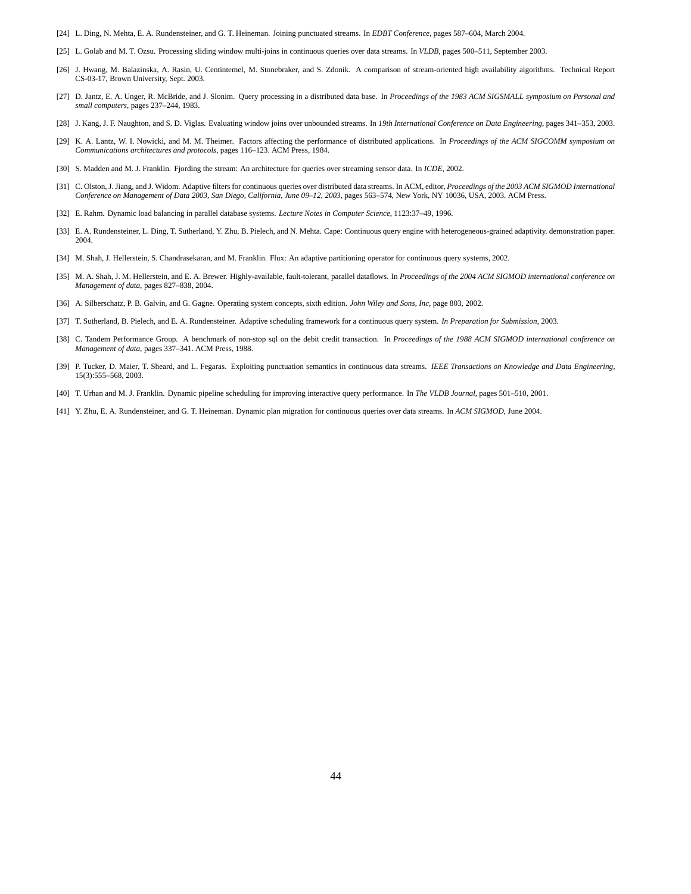[24] L. Ding, N. Mehta, E. A. Rundensteiner, and G. T. Heineman. Joining punctuated streams. In *EDBT Conference*, pages 587–604, March 2004.

[25] L. Golab and M. T. Ozsu. Processing sliding window multi-joins in continuous queries over data streams. In *VLDB*, pages 500–511, September 2003.

[26] J. Hwang, M. Balazinska, A. Rasin, U. Centintemel, M. Stonebraker, and S. Zdonik. A comparison of stream-oriented high availability algorithms. Technical Report CS-03-17, Brown University, Sept. 2003.

[27] D. Jantz, E. A. Unger, R. McBride, and J. Slonim. Query processing in a distributed data base. In *Proceedings of the 1983 ACM SIGSMALL symposium on Personal and small computers*, pages 237–244, 1983.

[28] J. Kang, J. F. Naughton, and S. D. Viglas. Evaluating window joins over unbounded streams. In *19th International Conference on Data Engineering*, pages 341–353, 2003.

[29] K. A. Lantz, W. I. Nowicki, and M. M. Theimer. Factors affecting the performance of distributed applications. In *Proceedings of the ACM SIGCOMM symposium on Communications architectures and protocols*, pages 116–123. ACM Press, 1984.

[30] S. Madden and M. J. Franklin. Fjording the stream: An architecture for queries over streaming sensor data. In *ICDE*, 2002.

[31] C. Olston, J. Jiang, and J. Widom. Adaptive filters for continuous queries over distributed data streams. In ACM, editor, *Proceedings of the 2003 ACM SIGMOD International Conference on Management of Data 2003, San Diego, California, June 09–12, 2003*, pages 563–574, New York, NY 10036, USA, 2003. ACM Press.

[32] E. Rahm. Dynamic load balancing in parallel database systems. *Lecture Notes in Computer Science*, 1123:37–49, 1996.

[33] E. A. Rundensteiner, L. Ding, T. Sutherland, Y. Zhu, B. Pielech, and N. Mehta. Cape: Continuous query engine with heterogeneous-grained adaptivity. demonstration paper. 2004.

[34] M. Shah, J. Hellerstein, S. Chandrasekaran, and M. Franklin. Flux: An adaptive partitioning operator for continuous query systems, 2002.

[35] M. A. Shah, J. M. Hellerstein, and E. A. Brewer. Highly-available, fault-tolerant, parallel dataflows. In *Proceedings of the 2004 ACM SIGMOD international conference on Management of data*, pages 827–838, 2004.

[36] A. Silberschatz, P. B. Galvin, and G. Gagne. Operating system concepts, sixth edition. *John Wiley and Sons, Inc*, page 803, 2002.

[37] T. Sutherland, B. Pielech, and E. A. Rundensteiner. Adaptive scheduling framework for a continuous query system. *In Preparation for Submission*, 2003.

[38] C. Tandem Performance Group. A benchmark of non-stop sql on the debit credit transaction. In *Proceedings of the 1988 ACM SIGMOD international conference on Management of data*, pages 337–341. ACM Press, 1988.

[39] P. Tucker, D. Maier, T. Sheard, and L. Fegaras. Exploiting punctuation semantics in continuous data streams. *IEEE Transactions on Knowledge and Data Engineering*, 15(3):555–568, 2003.

[40] T. Urhan and M. J. Franklin. Dynamic pipeline scheduling for improving interactive query performance. In *The VLDB Journal*, pages 501–510, 2001.

[41] Y. Zhu, E. A. Rundensteiner, and G. T. Heineman. Dynamic plan migration for continuous queries over data streams. In *ACM SIGMOD*, June 2004.